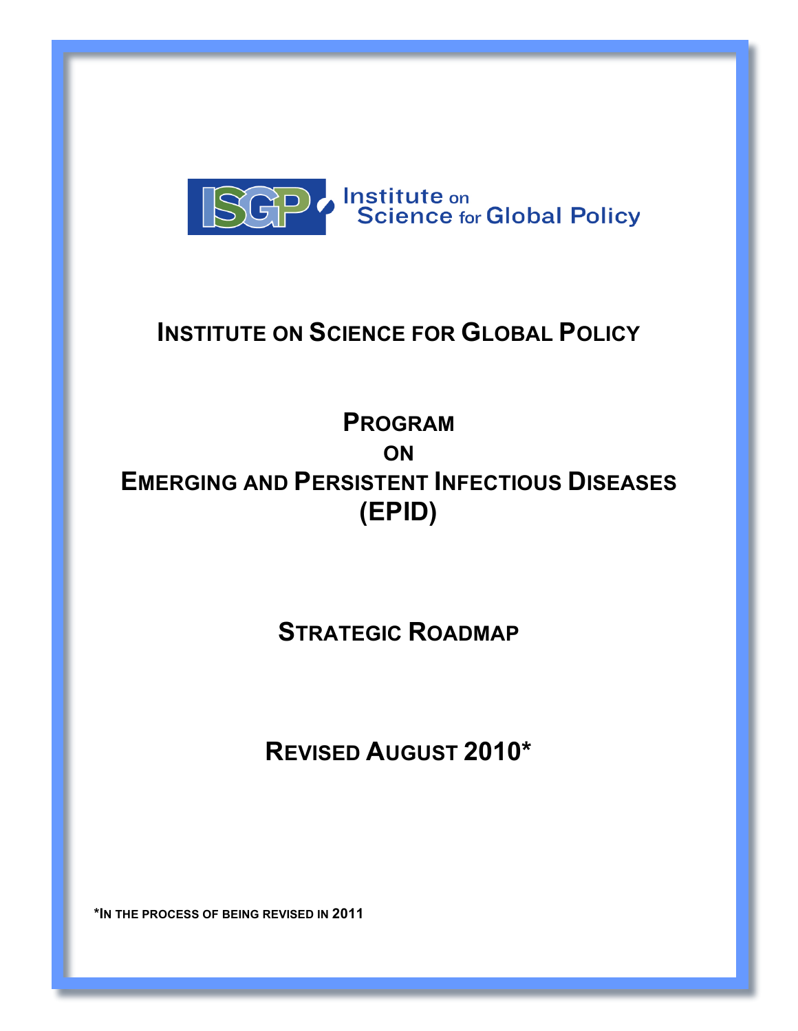ISGP Institute on Science for Global Policy

# INSTITUTE ON SCIENCE FOR GLOBAL POLICY

## PROGRAM ON EMERGING AND PERSISTENT INFECTIOUS DISEASES (EPID)

## STRATEGIC ROADMAP

## REVISED AUGUST 2010*

*IN THE PROCESS OF BEING REVISED IN 2011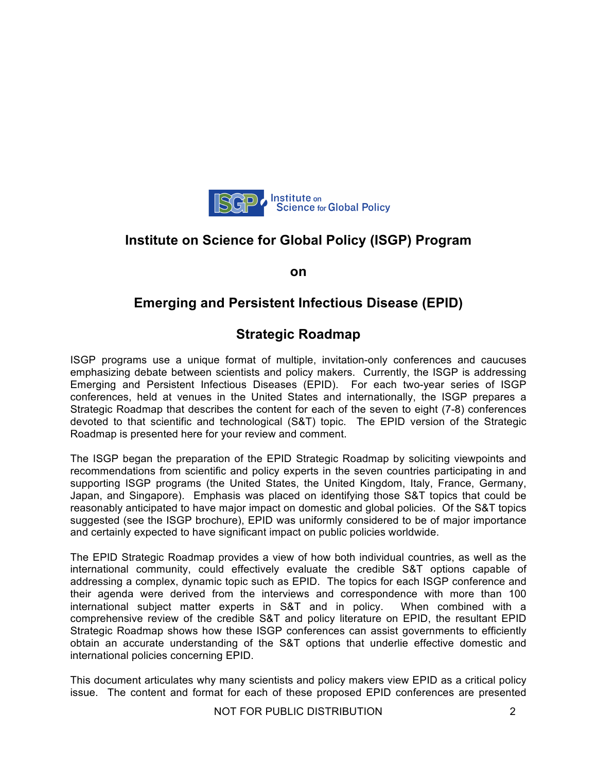# Institute on Science for Global Policy (ISGP) Program

**on**

## Emerging and Persistent Infectious Disease (EPID)

## Strategic Roadmap

ISGP programs use a unique format of multiple, invitation-only conferences and caucuses emphasizing debate between scientists and policy makers. Currently, the ISGP is addressing Emerging and Persistent Infectious Diseases (EPID). For each two-year series of ISGP conferences, held at venues in the United States and internationally, the ISGP prepares a Strategic Roadmap that describes the content for each of the seven to eight (7-8) conferences devoted to that scientific and technological (S&T) topic. The EPID version of the Strategic Roadmap is presented here for your review and comment.

The ISGP began the preparation of the EPID Strategic Roadmap by soliciting viewpoints and recommendations from scientific and policy experts in the seven countries participating in and supporting ISGP programs (the United States, the United Kingdom, Italy, France, Germany, Japan, and Singapore). Emphasis was placed on identifying those S&T topics that could be reasonably anticipated to have major impact on domestic and global policies. Of the S&T topics suggested (see the ISGP brochure), EPID was uniformly considered to be of major importance and certainly expected to have significant impact on public policies worldwide.

The EPID Strategic Roadmap provides a view of how both individual countries, as well as the international community, could effectively evaluate the credible S&T options capable of addressing a complex, dynamic topic such as EPID. The topics for each ISGP conference and their agenda were derived from the interviews and correspondence with more than 100 international subject matter experts in S&T and in policy. When combined with a comprehensive review of the credible S&T and policy literature on EPID, the resultant EPID Strategic Roadmap shows how these ISGP conferences can assist governments to efficiently obtain an accurate understanding of the S&T options that underlie effective domestic and international policies concerning EPID.

This document articulates why many scientists and policy makers view EPID as a critical policy issue. The content and format for each of these proposed EPID conferences are presented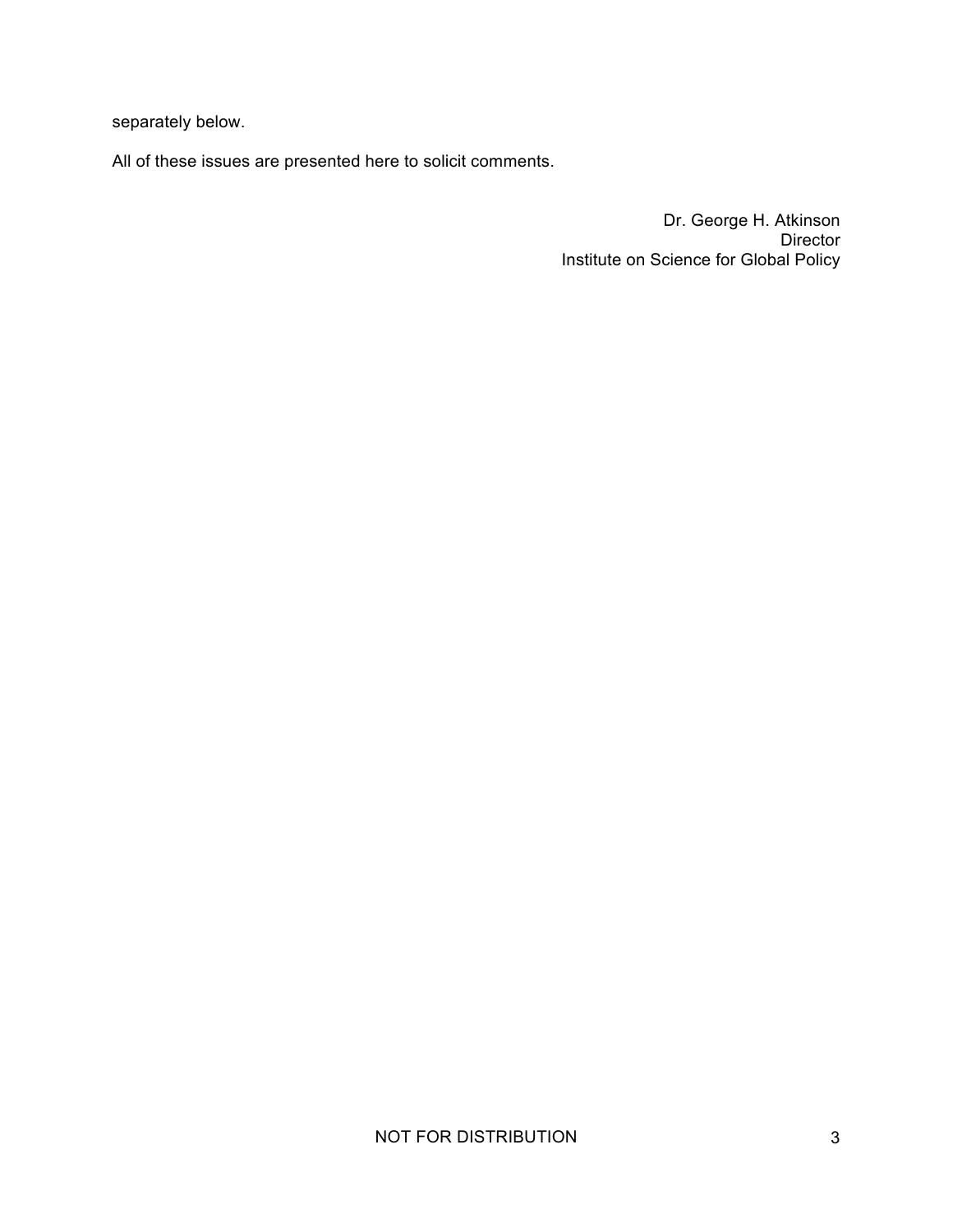separately below.

All of these issues are presented here to solicit comments.

Dr. George H. Atkinson
Director
Institute on Science for Global Policy

NOT FOR DISTRIBUTION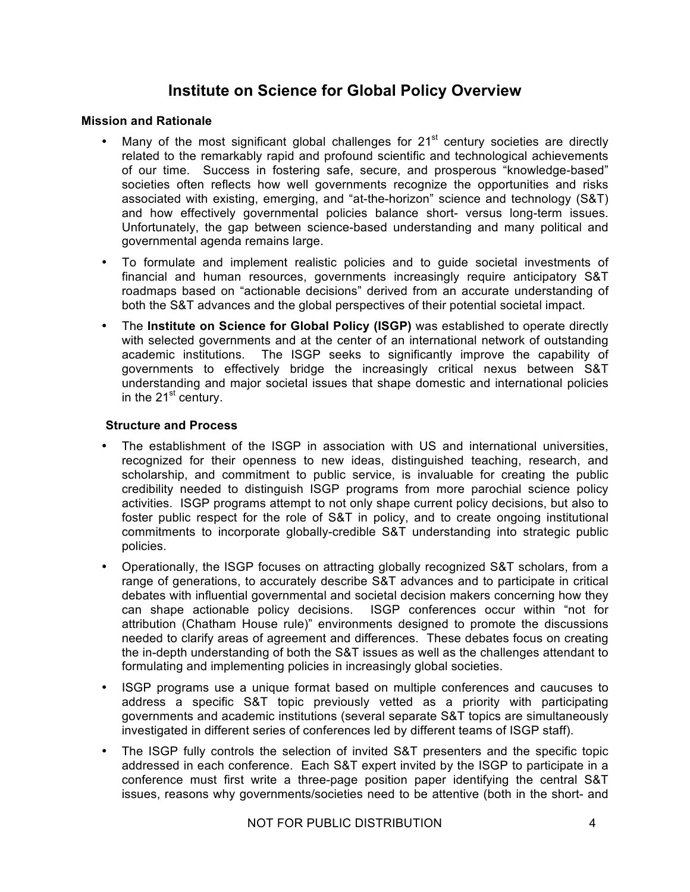# Institute on Science for Global Policy Overview

### Mission and Rationale

- Many of the most significant global challenges for 21st century societies are directly related to the remarkably rapid and profound scientific and technological achievements of our time. Success in fostering safe, secure, and prosperous "knowledge-based" societies often reflects how well governments recognize the opportunities and risks associated with existing, emerging, and "at-the-horizon" science and technology (S&T) and how effectively governmental policies balance short- versus long-term issues. Unfortunately, the gap between science-based understanding and many political and governmental agenda remains large.
- To formulate and implement realistic policies and to guide societal investments of financial and human resources, governments increasingly require anticipatory S&T roadmaps based on "actionable decisions" derived from an accurate understanding of both the S&T advances and the global perspectives of their potential societal impact.
- The **Institute on Science for Global Policy (ISGP)** was established to operate directly with selected governments and at the center of an international network of outstanding academic institutions. The ISGP seeks to significantly improve the capability of governments to effectively bridge the increasingly critical nexus between S&T understanding and major societal issues that shape domestic and international policies in the 21st century.

### Structure and Process

- The establishment of the ISGP in association with US and international universities, recognized for their openness to new ideas, distinguished teaching, research, and scholarship, and commitment to public service, is invaluable for creating the public credibility needed to distinguish ISGP programs from more parochial science policy activities. ISGP programs attempt to not only shape current policy decisions, but also to foster public respect for the role of S&T in policy, and to create ongoing institutional commitments to incorporate globally-credible S&T understanding into strategic public policies.
- Operationally, the ISGP focuses on attracting globally recognized S&T scholars, from a range of generations, to accurately describe S&T advances and to participate in critical debates with influential governmental and societal decision makers concerning how they can shape actionable policy decisions. ISGP conferences occur within "not for attribution (Chatham House rule)" environments designed to promote the discussions needed to clarify areas of agreement and differences. These debates focus on creating the in-depth understanding of both the S&T issues as well as the challenges attendant to formulating and implementing policies in increasingly global societies.
- ISGP programs use a unique format based on multiple conferences and caucuses to address a specific S&T topic previously vetted as a priority with participating governments and academic institutions (several separate S&T topics are simultaneously investigated in different series of conferences led by different teams of ISGP staff).
- The ISGP fully controls the selection of invited S&T presenters and the specific topic addressed in each conference. Each S&T expert invited by the ISGP to participate in a conference must first write a three-page position paper identifying the central S&T issues, reasons why governments/societies need to be attentive (both in the short- and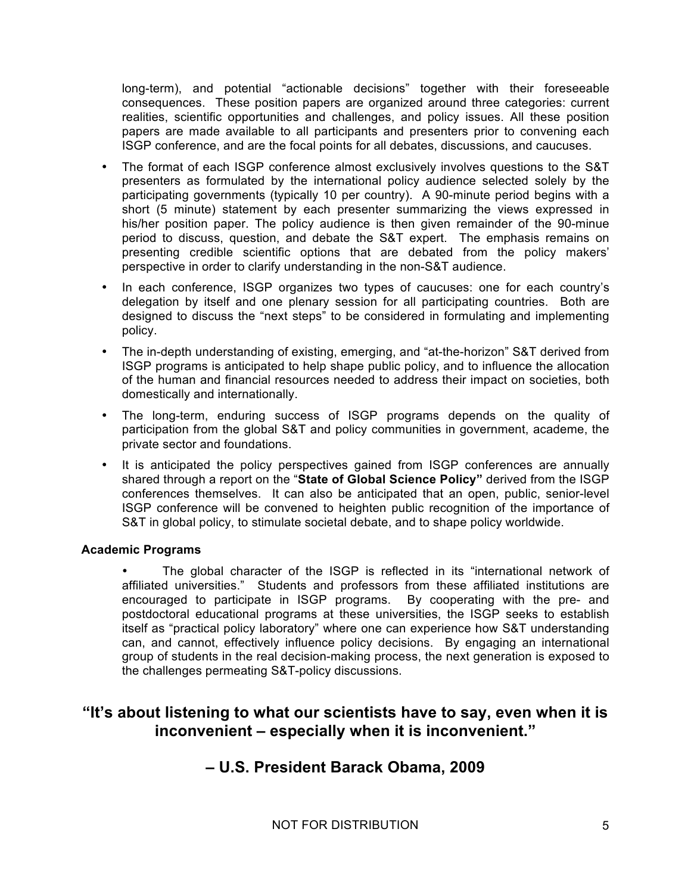long-term), and potential "actionable decisions" together with their foreseeable consequences. These position papers are organized around three categories: current realities, scientific opportunities and challenges, and policy issues. All these position papers are made available to all participants and presenters prior to convening each ISGP conference, and are the focal points for all debates, discussions, and caucuses.

- The format of each ISGP conference almost exclusively involves questions to the S&T presenters as formulated by the international policy audience selected solely by the participating governments (typically 10 per country). A 90-minute period begins with a short (5 minute) statement by each presenter summarizing the views expressed in his/her position paper. The policy audience is then given remainder of the 90-minue period to discuss, question, and debate the S&T expert. The emphasis remains on presenting credible scientific options that are debated from the policy makers' perspective in order to clarify understanding in the non-S&T audience.
- In each conference, ISGP organizes two types of caucuses: one for each country's delegation by itself and one plenary session for all participating countries. Both are designed to discuss the "next steps" to be considered in formulating and implementing policy.
- The in-depth understanding of existing, emerging, and "at-the-horizon" S&T derived from ISGP programs is anticipated to help shape public policy, and to influence the allocation of the human and financial resources needed to address their impact on societies, both domestically and internationally.
- The long-term, enduring success of ISGP programs depends on the quality of participation from the global S&T and policy communities in government, academe, the private sector and foundations.
- It is anticipated the policy perspectives gained from ISGP conferences are annually shared through a report on the "**State of Global Science Policy"** derived from the ISGP conferences themselves. It can also be anticipated that an open, public, senior-level ISGP conference will be convened to heighten public recognition of the importance of S&T in global policy, to stimulate societal debate, and to shape policy worldwide.

**Academic Programs**

- The global character of the ISGP is reflected in its "international network of affiliated universities." Students and professors from these affiliated institutions are encouraged to participate in ISGP programs. By cooperating with the pre- and postdoctoral educational programs at these universities, the ISGP seeks to establish itself as "practical policy laboratory" where one can experience how S&T understanding can, and cannot, effectively influence policy decisions. By engaging an international group of students in the real decision-making process, the next generation is exposed to the challenges permeating S&T-policy discussions.

**"It's about listening to what our scientists have to say, even when it is inconvenient – especially when it is inconvenient."**

**– U.S. President Barack Obama, 2009**

NOT FOR DISTRIBUTION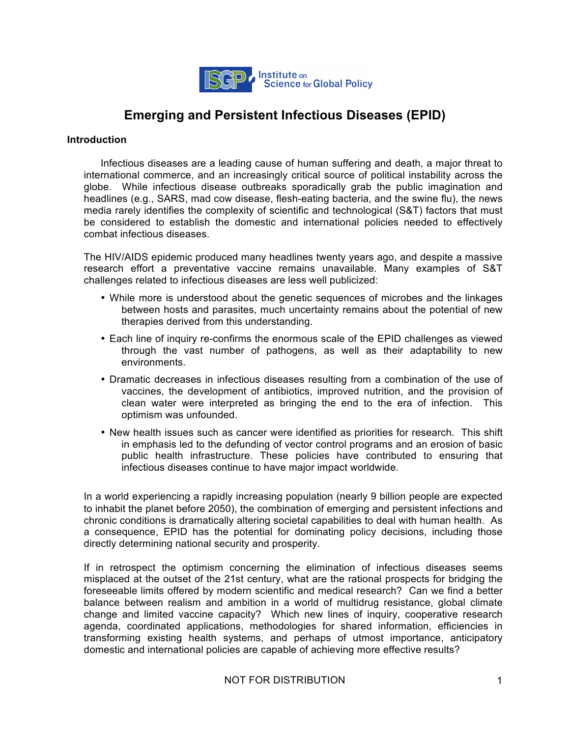# Emerging and Persistent Infectious Diseases (EPID)

## Introduction

Infectious diseases are a leading cause of human suffering and death, a major threat to international commerce, and an increasingly critical source of political instability across the globe. While infectious disease outbreaks sporadically grab the public imagination and headlines (e.g., SARS, mad cow disease, flesh-eating bacteria, and the swine flu), the news media rarely identifies the complexity of scientific and technological (S&T) factors that must be considered to establish the domestic and international policies needed to effectively combat infectious diseases.

The HIV/AIDS epidemic produced many headlines twenty years ago, and despite a massive research effort a preventative vaccine remains unavailable. Many examples of S&T challenges related to infectious diseases are less well publicized:

- While more is understood about the genetic sequences of microbes and the linkages between hosts and parasites, much uncertainty remains about the potential of new therapies derived from this understanding.
- Each line of inquiry re-confirms the enormous scale of the EPID challenges as viewed through the vast number of pathogens, as well as their adaptability to new environments.
- Dramatic decreases in infectious diseases resulting from a combination of the use of vaccines, the development of antibiotics, improved nutrition, and the provision of clean water were interpreted as bringing the end to the era of infection. This optimism was unfounded.
- New health issues such as cancer were identified as priorities for research. This shift in emphasis led to the defunding of vector control programs and an erosion of basic public health infrastructure. These policies have contributed to ensuring that infectious diseases continue to have major impact worldwide.

In a world experiencing a rapidly increasing population (nearly 9 billion people are expected to inhabit the planet before 2050), the combination of emerging and persistent infections and chronic conditions is dramatically altering societal capabilities to deal with human health. As a consequence, EPID has the potential for dominating policy decisions, including those directly determining national security and prosperity.

If in retrospect the optimism concerning the elimination of infectious diseases seems misplaced at the outset of the 21st century, what are the rational prospects for bridging the foreseeable limits offered by modern scientific and medical research? Can we find a better balance between realism and ambition in a world of multidrug resistance, global climate change and limited vaccine capacity? Which new lines of inquiry, cooperative research agenda, coordinated applications, methodologies for shared information, efficiencies in transforming existing health systems, and perhaps of utmost importance, anticipatory domestic and international policies are capable of achieving more effective results?

NOT FOR DISTRIBUTION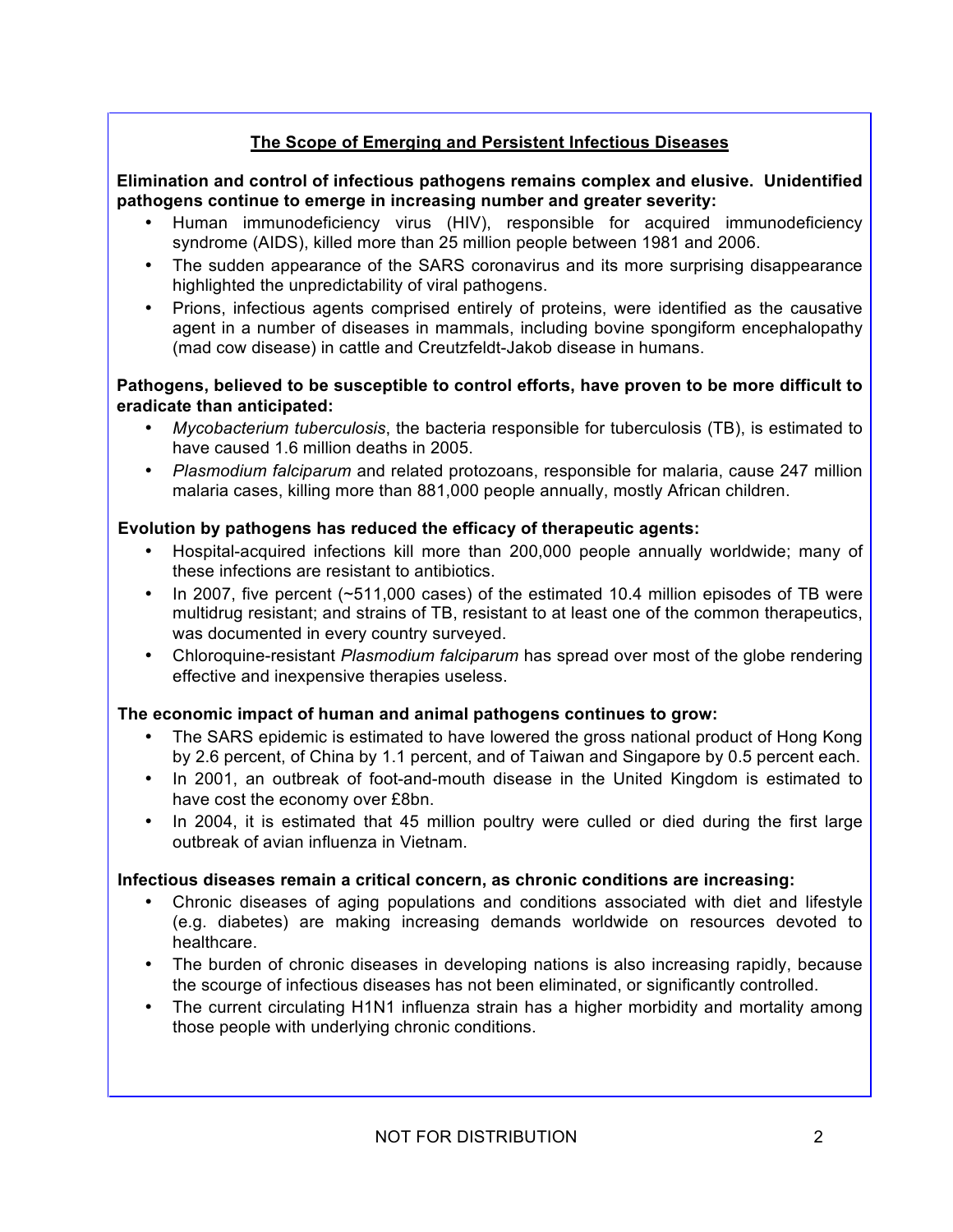## The Scope of Emerging and Persistent Infectious Diseases

**Elimination and control of infectious pathogens remains complex and elusive. Unidentified pathogens continue to emerge in increasing number and greater severity:**

- Human immunodeficiency virus (HIV), responsible for acquired immunodeficiency syndrome (AIDS), killed more than 25 million people between 1981 and 2006.
- The sudden appearance of the SARS coronavirus and its more surprising disappearance highlighted the unpredictability of viral pathogens.
- Prions, infectious agents comprised entirely of proteins, were identified as the causative agent in a number of diseases in mammals, including bovine spongiform encephalopathy (mad cow disease) in cattle and Creutzfeldt-Jakob disease in humans.

**Pathogens, believed to be susceptible to control efforts, have proven to be more difficult to eradicate than anticipated:**

- *Mycobacterium tuberculosis*, the bacteria responsible for tuberculosis (TB), is estimated to have caused 1.6 million deaths in 2005.
- *Plasmodium falciparum* and related protozoans, responsible for malaria, cause 247 million malaria cases, killing more than 881,000 people annually, mostly African children.

**Evolution by pathogens has reduced the efficacy of therapeutic agents:**

- Hospital-acquired infections kill more than 200,000 people annually worldwide; many of these infections are resistant to antibiotics.
- In 2007, five percent (~511,000 cases) of the estimated 10.4 million episodes of TB were multidrug resistant; and strains of TB, resistant to at least one of the common therapeutics, was documented in every country surveyed.
- Chloroquine-resistant *Plasmodium falciparum* has spread over most of the globe rendering effective and inexpensive therapies useless.

**The economic impact of human and animal pathogens continues to grow:**

- The SARS epidemic is estimated to have lowered the gross national product of Hong Kong by 2.6 percent, of China by 1.1 percent, and of Taiwan and Singapore by 0.5 percent each.
- In 2001, an outbreak of foot-and-mouth disease in the United Kingdom is estimated to have cost the economy over £8bn.
- In 2004, it is estimated that 45 million poultry were culled or died during the first large outbreak of avian influenza in Vietnam.

**Infectious diseases remain a critical concern, as chronic conditions are increasing:**

- Chronic diseases of aging populations and conditions associated with diet and lifestyle (e.g. diabetes) are making increasing demands worldwide on resources devoted to healthcare.
- The burden of chronic diseases in developing nations is also increasing rapidly, because the scourge of infectious diseases has not been eliminated, or significantly controlled.
- The current circulating H1N1 influenza strain has a higher morbidity and mortality among those people with underlying chronic conditions.

NOT FOR DISTRIBUTION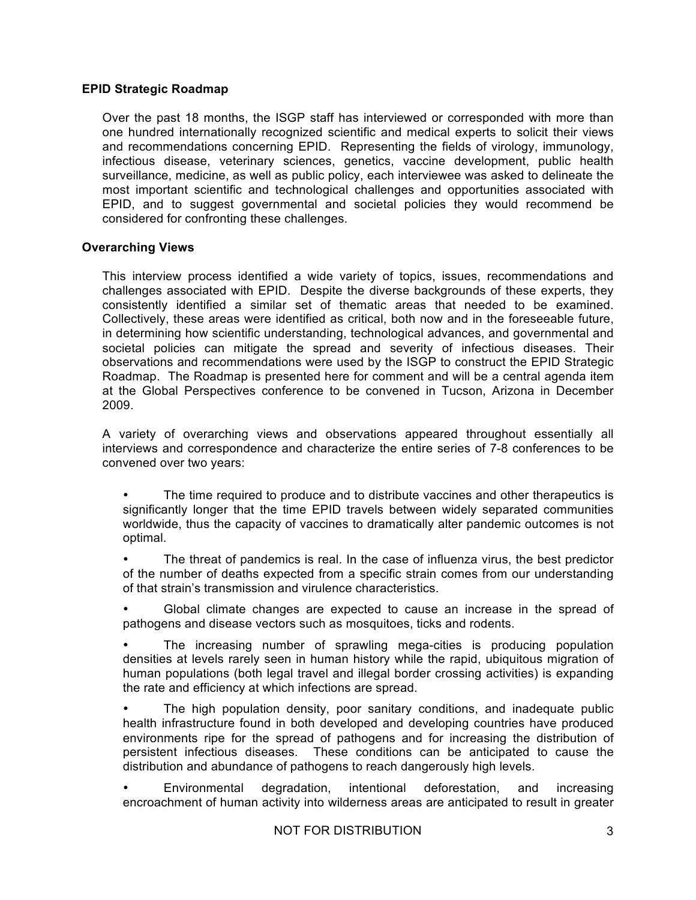**EPID Strategic Roadmap**

Over the past 18 months, the ISGP staff has interviewed or corresponded with more than one hundred internationally recognized scientific and medical experts to solicit their views and recommendations concerning EPID. Representing the fields of virology, immunology, infectious disease, veterinary sciences, genetics, vaccine development, public health surveillance, medicine, as well as public policy, each interviewee was asked to delineate the most important scientific and technological challenges and opportunities associated with EPID, and to suggest governmental and societal policies they would recommend be considered for confronting these challenges.

**Overarching Views**

This interview process identified a wide variety of topics, issues, recommendations and challenges associated with EPID. Despite the diverse backgrounds of these experts, they consistently identified a similar set of thematic areas that needed to be examined. Collectively, these areas were identified as critical, both now and in the foreseeable future, in determining how scientific understanding, technological advances, and governmental and societal policies can mitigate the spread and severity of infectious diseases. Their observations and recommendations were used by the ISGP to construct the EPID Strategic Roadmap. The Roadmap is presented here for comment and will be a central agenda item at the Global Perspectives conference to be convened in Tucson, Arizona in December 2009.

A variety of overarching views and observations appeared throughout essentially all interviews and correspondence and characterize the entire series of 7-8 conferences to be convened over two years:

- The time required to produce and to distribute vaccines and other therapeutics is significantly longer that the time EPID travels between widely separated communities worldwide, thus the capacity of vaccines to dramatically alter pandemic outcomes is not optimal.
- The threat of pandemics is real. In the case of influenza virus, the best predictor of the number of deaths expected from a specific strain comes from our understanding of that strain's transmission and virulence characteristics.
- Global climate changes are expected to cause an increase in the spread of pathogens and disease vectors such as mosquitoes, ticks and rodents.
- The increasing number of sprawling mega-cities is producing population densities at levels rarely seen in human history while the rapid, ubiquitous migration of human populations (both legal travel and illegal border crossing activities) is expanding the rate and efficiency at which infections are spread.
- The high population density, poor sanitary conditions, and inadequate public health infrastructure found in both developed and developing countries have produced environments ripe for the spread of pathogens and for increasing the distribution of persistent infectious diseases. These conditions can be anticipated to cause the distribution and abundance of pathogens to reach dangerously high levels.
- Environmental degradation, intentional deforestation, and increasing encroachment of human activity into wilderness areas are anticipated to result in greater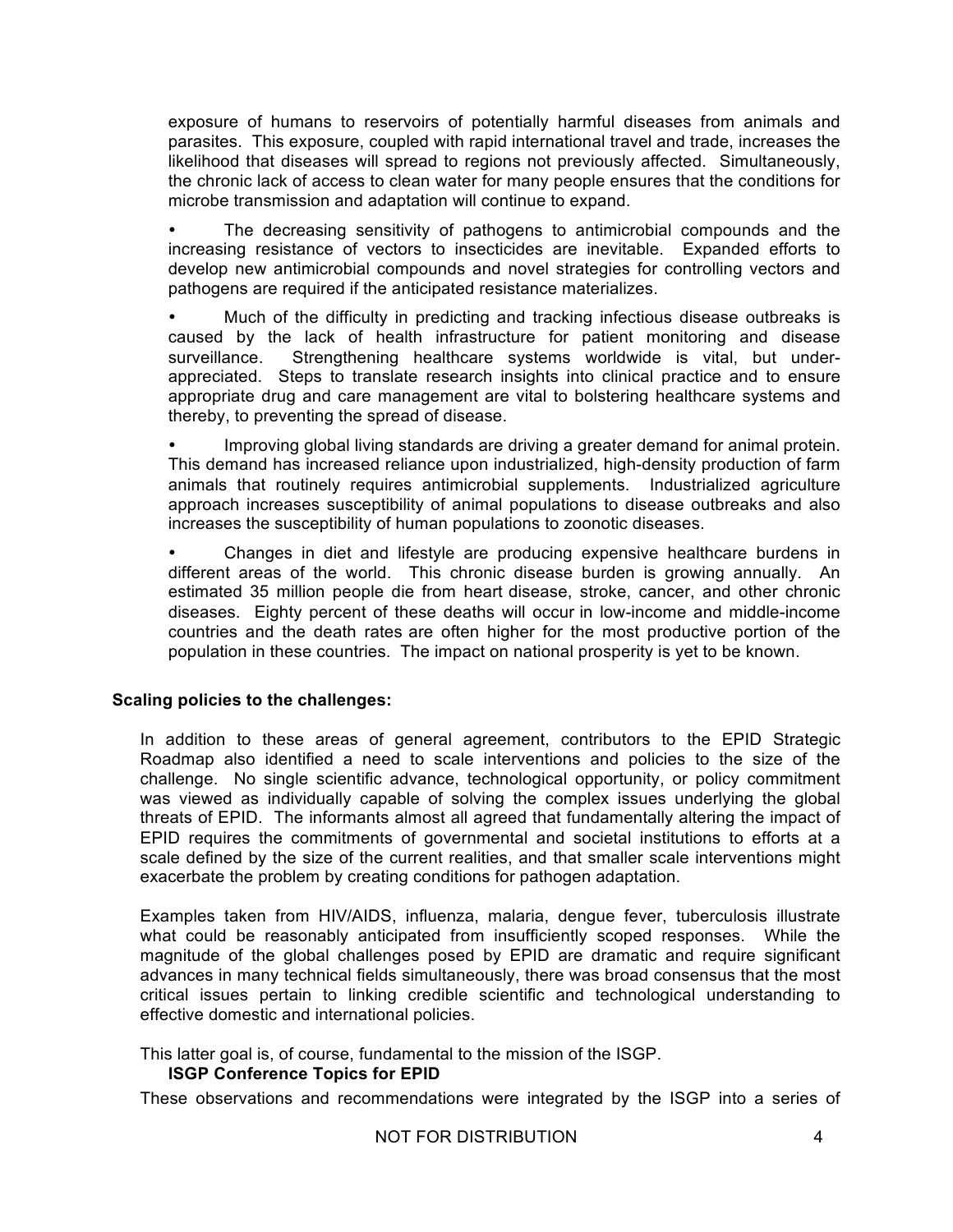exposure of humans to reservoirs of potentially harmful diseases from animals and parasites. This exposure, coupled with rapid international travel and trade, increases the likelihood that diseases will spread to regions not previously affected. Simultaneously, the chronic lack of access to clean water for many people ensures that the conditions for microbe transmission and adaptation will continue to expand.

- The decreasing sensitivity of pathogens to antimicrobial compounds and the increasing resistance of vectors to insecticides are inevitable. Expanded efforts to develop new antimicrobial compounds and novel strategies for controlling vectors and pathogens are required if the anticipated resistance materializes.

- Much of the difficulty in predicting and tracking infectious disease outbreaks is caused by the lack of health infrastructure for patient monitoring and disease surveillance. Strengthening healthcare systems worldwide is vital, but under-appreciated. Steps to translate research insights into clinical practice and to ensure appropriate drug and care management are vital to bolstering healthcare systems and thereby, to preventing the spread of disease.

- Improving global living standards are driving a greater demand for animal protein. This demand has increased reliance upon industrialized, high-density production of farm animals that routinely requires antimicrobial supplements. Industrialized agriculture approach increases susceptibility of animal populations to disease outbreaks and also increases the susceptibility of human populations to zoonotic diseases.

- Changes in diet and lifestyle are producing expensive healthcare burdens in different areas of the world. This chronic disease burden is growing annually. An estimated 35 million people die from heart disease, stroke, cancer, and other chronic diseases. Eighty percent of these deaths will occur in low-income and middle-income countries and the death rates are often higher for the most productive portion of the population in these countries. The impact on national prosperity is yet to be known.

**Scaling policies to the challenges:**

In addition to these areas of general agreement, contributors to the EPID Strategic Roadmap also identified a need to scale interventions and policies to the size of the challenge. No single scientific advance, technological opportunity, or policy commitment was viewed as individually capable of solving the complex issues underlying the global threats of EPID. The informants almost all agreed that fundamentally altering the impact of EPID requires the commitments of governmental and societal institutions to efforts at a scale defined by the size of the current realities, and that smaller scale interventions might exacerbate the problem by creating conditions for pathogen adaptation.

Examples taken from HIV/AIDS, influenza, malaria, dengue fever, tuberculosis illustrate what could be reasonably anticipated from insufficiently scoped responses. While the magnitude of the global challenges posed by EPID are dramatic and require significant advances in many technical fields simultaneously, there was broad consensus that the most critical issues pertain to linking credible scientific and technological understanding to effective domestic and international policies.

This latter goal is, of course, fundamental to the mission of the ISGP.

**ISGP Conference Topics for EPID**

These observations and recommendations were integrated by the ISGP into a series of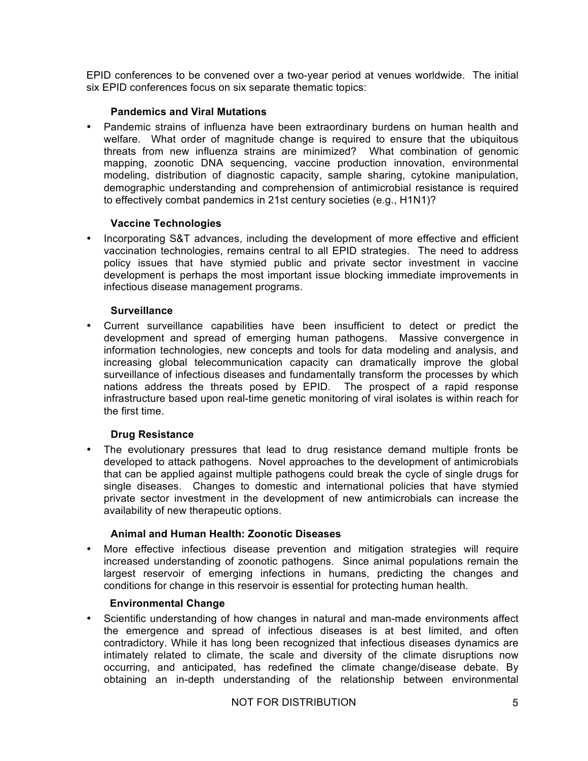EPID conferences to be convened over a two-year period at venues worldwide. The initial six EPID conferences focus on six separate thematic topics:

**Pandemics and Viral Mutations**

- Pandemic strains of influenza have been extraordinary burdens on human health and welfare. What order of magnitude change is required to ensure that the ubiquitous threats from new influenza strains are minimized? What combination of genomic mapping, zoonotic DNA sequencing, vaccine production innovation, environmental modeling, distribution of diagnostic capacity, sample sharing, cytokine manipulation, demographic understanding and comprehension of antimicrobial resistance is required to effectively combat pandemics in 21st century societies (e.g., H1N1)?

**Vaccine Technologies**

- Incorporating S&T advances, including the development of more effective and efficient vaccination technologies, remains central to all EPID strategies. The need to address policy issues that have stymied public and private sector investment in vaccine development is perhaps the most important issue blocking immediate improvements in infectious disease management programs.

**Surveillance**

- Current surveillance capabilities have been insufficient to detect or predict the development and spread of emerging human pathogens. Massive convergence in information technologies, new concepts and tools for data modeling and analysis, and increasing global telecommunication capacity can dramatically improve the global surveillance of infectious diseases and fundamentally transform the processes by which nations address the threats posed by EPID. The prospect of a rapid response infrastructure based upon real-time genetic monitoring of viral isolates is within reach for the first time.

**Drug Resistance**

- The evolutionary pressures that lead to drug resistance demand multiple fronts be developed to attack pathogens. Novel approaches to the development of antimicrobials that can be applied against multiple pathogens could break the cycle of single drugs for single diseases. Changes to domestic and international policies that have stymied private sector investment in the development of new antimicrobials can increase the availability of new therapeutic options.

**Animal and Human Health: Zoonotic Diseases**

- More effective infectious disease prevention and mitigation strategies will require increased understanding of zoonotic pathogens. Since animal populations remain the largest reservoir of emerging infections in humans, predicting the changes and conditions for change in this reservoir is essential for protecting human health.

**Environmental Change**

- Scientific understanding of how changes in natural and man-made environments affect the emergence and spread of infectious diseases is at best limited, and often contradictory. While it has long been recognized that infectious diseases dynamics are intimately related to climate, the scale and diversity of the climate disruptions now occurring, and anticipated, has redefined the climate change/disease debate. By obtaining an in-depth understanding of the relationship between environmental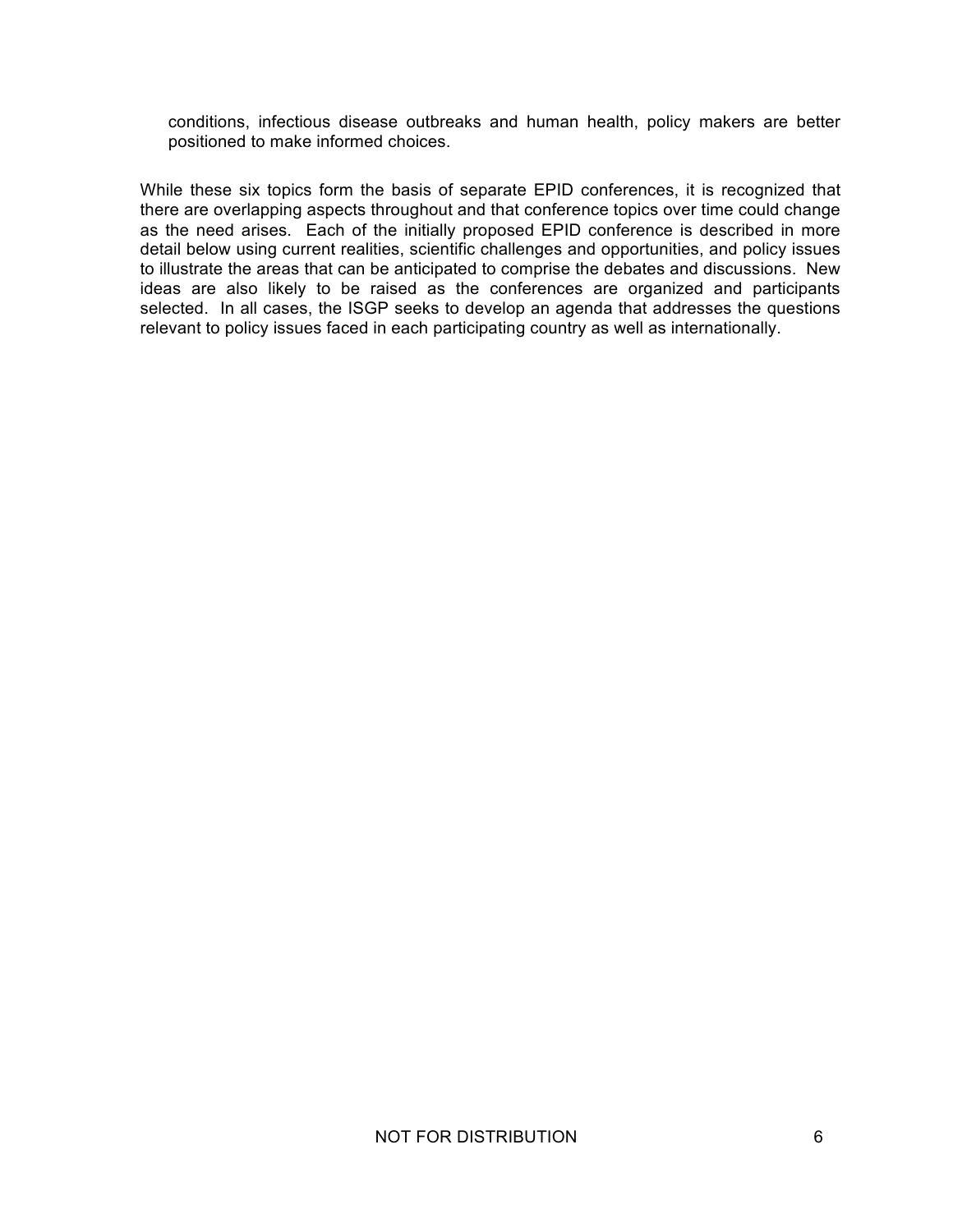conditions, infectious disease outbreaks and human health, policy makers are better positioned to make informed choices.

While these six topics form the basis of separate EPID conferences, it is recognized that there are overlapping aspects throughout and that conference topics over time could change as the need arises. Each of the initially proposed EPID conference is described in more detail below using current realities, scientific challenges and opportunities, and policy issues to illustrate the areas that can be anticipated to comprise the debates and discussions. New ideas are also likely to be raised as the conferences are organized and participants selected. In all cases, the ISGP seeks to develop an agenda that addresses the questions relevant to policy issues faced in each participating country as well as internationally.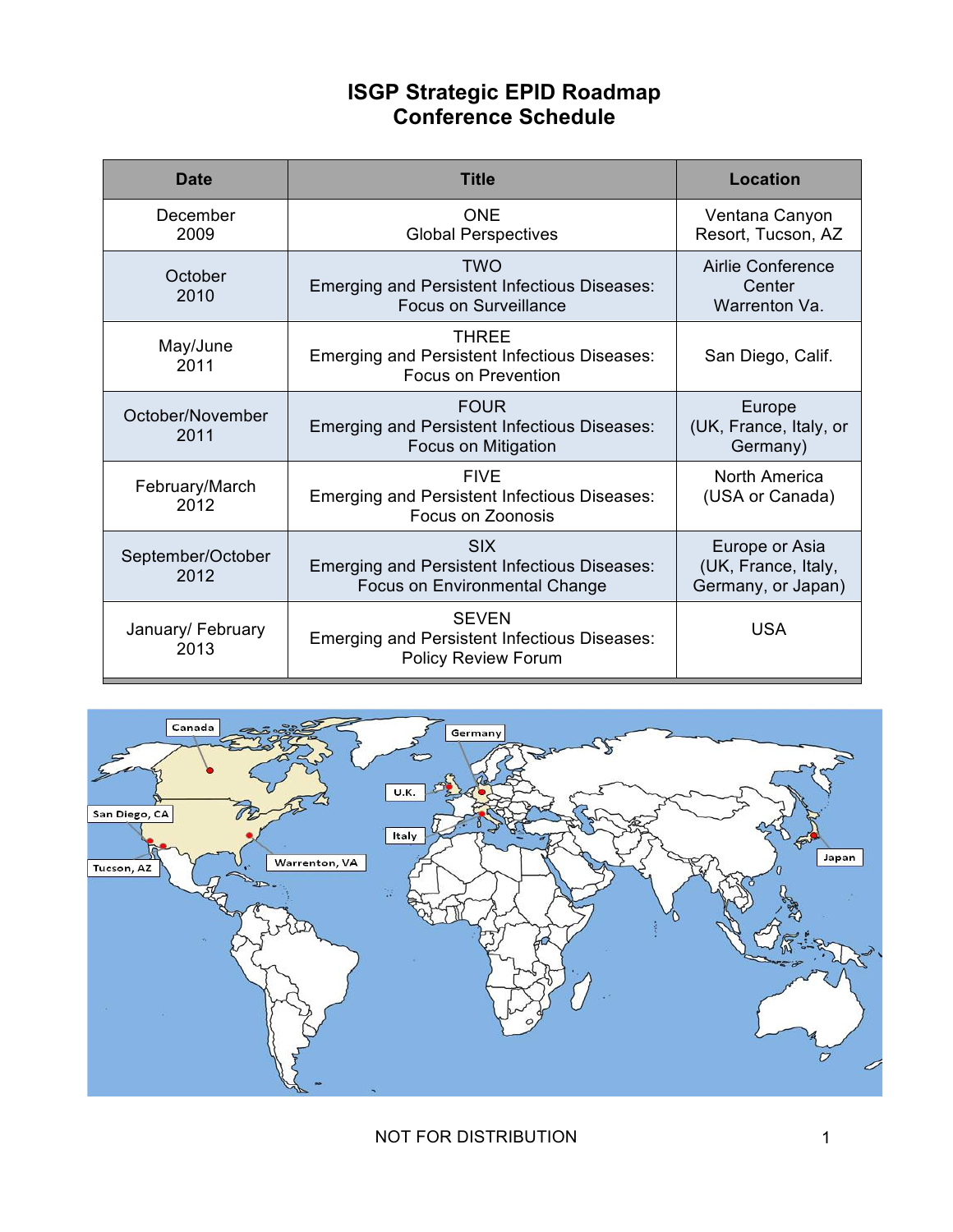# ISGP Strategic EPID Roadmap
# Conference Schedule

| Date | Title | Location |
|---|---|---|
| December 2009 | ONE<br>Global Perspectives | Ventana Canyon Resort, Tucson, AZ |
| October 2010 | TWO<br>Emerging and Persistent Infectious Diseases: Focus on Surveillance | Airlie Conference Center<br>Warrenton Va. |
| May/June 2011 | THREE<br>Emerging and Persistent Infectious Diseases: Focus on Prevention | San Diego, Calif. |
| October/November 2011 | FOUR<br>Emerging and Persistent Infectious Diseases: Focus on Mitigation | Europe<br>(UK, France, Italy, or Germany) |
| February/March 2012 | FIVE<br>Emerging and Persistent Infectious Diseases: Focus on Zoonosis | North America<br>(USA or Canada) |
| September/October 2012 | SIX<br>Emerging and Persistent Infectious Diseases: Focus on Environmental Change | Europe or Asia<br>(UK, France, Italy, Germany, or Japan) |
| January/ February 2013 | SEVEN<br>Emerging and Persistent Infectious Diseases: Policy Review Forum | USA |

Canada
Germany
U.K.
San Diego, CA
Italy
Japan
Tucson, AZ
Warrenton, VA

NOT FOR DISTRIBUTION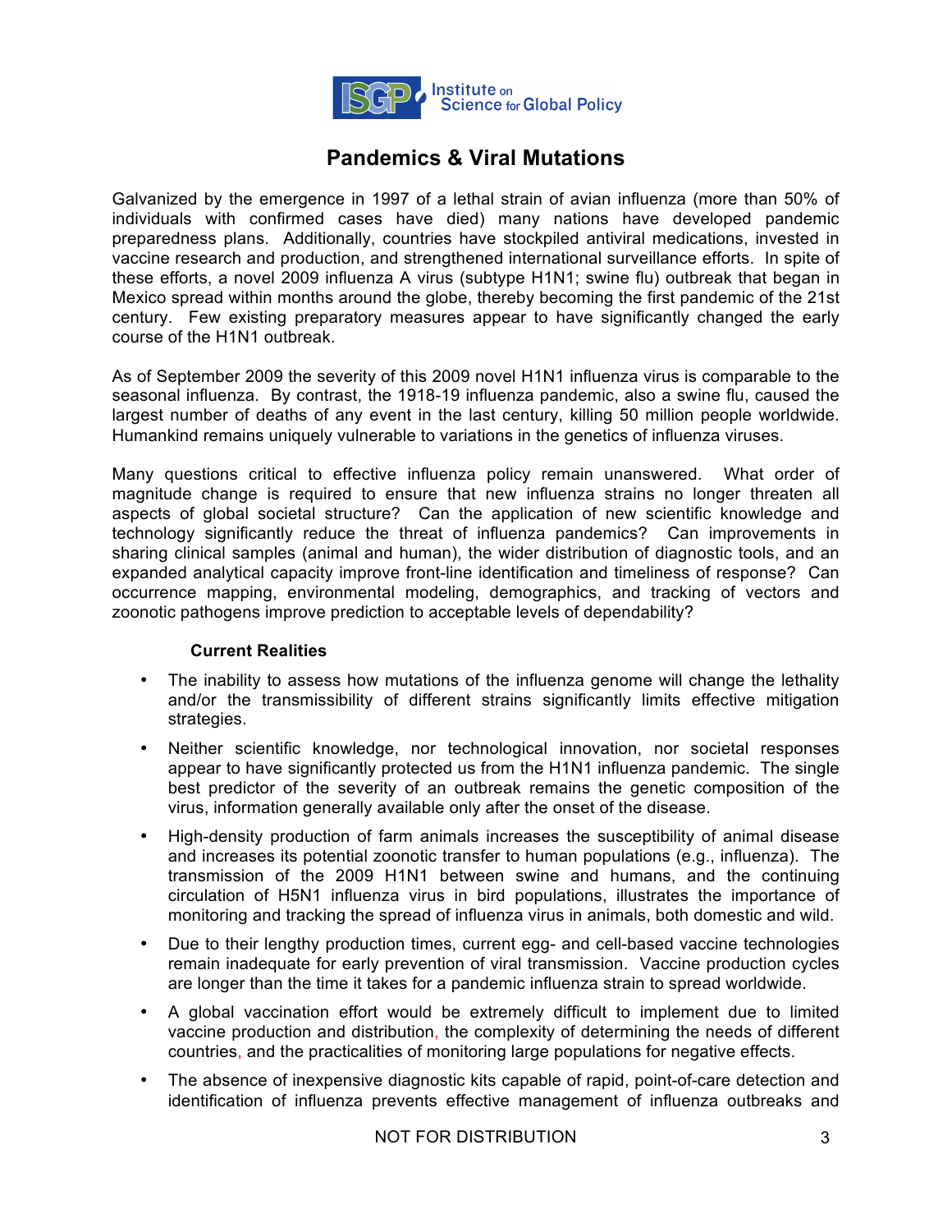## Pandemics & Viral Mutations

Galvanized by the emergence in 1997 of a lethal strain of avian influenza (more than 50% of individuals with confirmed cases have died) many nations have developed pandemic preparedness plans. Additionally, countries have stockpiled antiviral medications, invested in vaccine research and production, and strengthened international surveillance efforts. In spite of these efforts, a novel 2009 influenza A virus (subtype H1N1; swine flu) outbreak that began in Mexico spread within months around the globe, thereby becoming the first pandemic of the 21st century. Few existing preparatory measures appear to have significantly changed the early course of the H1N1 outbreak.

As of September 2009 the severity of this 2009 novel H1N1 influenza virus is comparable to the seasonal influenza. By contrast, the 1918-19 influenza pandemic, also a swine flu, caused the largest number of deaths of any event in the last century, killing 50 million people worldwide. Humankind remains uniquely vulnerable to variations in the genetics of influenza viruses.

Many questions critical to effective influenza policy remain unanswered. What order of magnitude change is required to ensure that new influenza strains no longer threaten all aspects of global societal structure? Can the application of new scientific knowledge and technology significantly reduce the threat of influenza pandemics? Can improvements in sharing clinical samples (animal and human), the wider distribution of diagnostic tools, and an expanded analytical capacity improve front-line identification and timeliness of response? Can occurrence mapping, environmental modeling, demographics, and tracking of vectors and zoonotic pathogens improve prediction to acceptable levels of dependability?

### Current Realities

- The inability to assess how mutations of the influenza genome will change the lethality and/or the transmissibility of different strains significantly limits effective mitigation strategies.
- Neither scientific knowledge, nor technological innovation, nor societal responses appear to have significantly protected us from the H1N1 influenza pandemic. The single best predictor of the severity of an outbreak remains the genetic composition of the virus, information generally available only after the onset of the disease.
- High-density production of farm animals increases the susceptibility of animal disease and increases its potential zoonotic transfer to human populations (e.g., influenza). The transmission of the 2009 H1N1 between swine and humans, and the continuing circulation of H5N1 influenza virus in bird populations, illustrates the importance of monitoring and tracking the spread of influenza virus in animals, both domestic and wild.
- Due to their lengthy production times, current egg- and cell-based vaccine technologies remain inadequate for early prevention of viral transmission. Vaccine production cycles are longer than the time it takes for a pandemic influenza strain to spread worldwide.
- A global vaccination effort would be extremely difficult to implement due to limited vaccine production and distribution, the complexity of determining the needs of different countries, and the practicalities of monitoring large populations for negative effects.
- The absence of inexpensive diagnostic kits capable of rapid, point-of-care detection and identification of influenza prevents effective management of influenza outbreaks and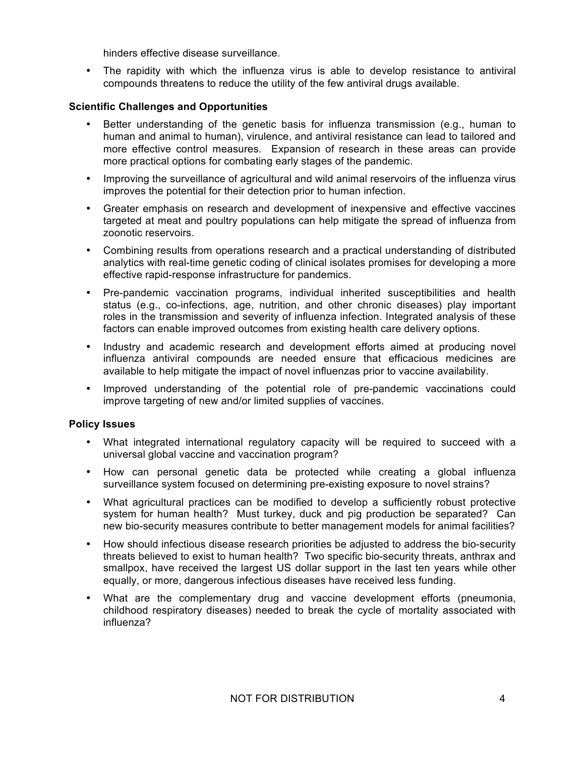hinders effective disease surveillance.

- The rapidity with which the influenza virus is able to develop resistance to antiviral compounds threatens to reduce the utility of the few antiviral drugs available.

**Scientific Challenges and Opportunities**

- Better understanding of the genetic basis for influenza transmission (e.g., human to human and animal to human), virulence, and antiviral resistance can lead to tailored and more effective control measures. Expansion of research in these areas can provide more practical options for combating early stages of the pandemic.
- Improving the surveillance of agricultural and wild animal reservoirs of the influenza virus improves the potential for their detection prior to human infection.
- Greater emphasis on research and development of inexpensive and effective vaccines targeted at meat and poultry populations can help mitigate the spread of influenza from zoonotic reservoirs.
- Combining results from operations research and a practical understanding of distributed analytics with real-time genetic coding of clinical isolates promises for developing a more effective rapid-response infrastructure for pandemics.
- Pre-pandemic vaccination programs, individual inherited susceptibilities and health status (e.g., co-infections, age, nutrition, and other chronic diseases) play important roles in the transmission and severity of influenza infection. Integrated analysis of these factors can enable improved outcomes from existing health care delivery options.
- Industry and academic research and development efforts aimed at producing novel influenza antiviral compounds are needed ensure that efficacious medicines are available to help mitigate the impact of novel influenzas prior to vaccine availability.
- Improved understanding of the potential role of pre-pandemic vaccinations could improve targeting of new and/or limited supplies of vaccines.

**Policy Issues**

- What integrated international regulatory capacity will be required to succeed with a universal global vaccine and vaccination program?
- How can personal genetic data be protected while creating a global influenza surveillance system focused on determining pre-existing exposure to novel strains?
- What agricultural practices can be modified to develop a sufficiently robust protective system for human health? Must turkey, duck and pig production be separated? Can new bio-security measures contribute to better management models for animal facilities?
- How should infectious disease research priorities be adjusted to address the bio-security threats believed to exist to human health? Two specific bio-security threats, anthrax and smallpox, have received the largest US dollar support in the last ten years while other equally, or more, dangerous infectious diseases have received less funding.
- What are the complementary drug and vaccine development efforts (pneumonia, childhood respiratory diseases) needed to break the cycle of mortality associated with influenza?

NOT FOR DISTRIBUTION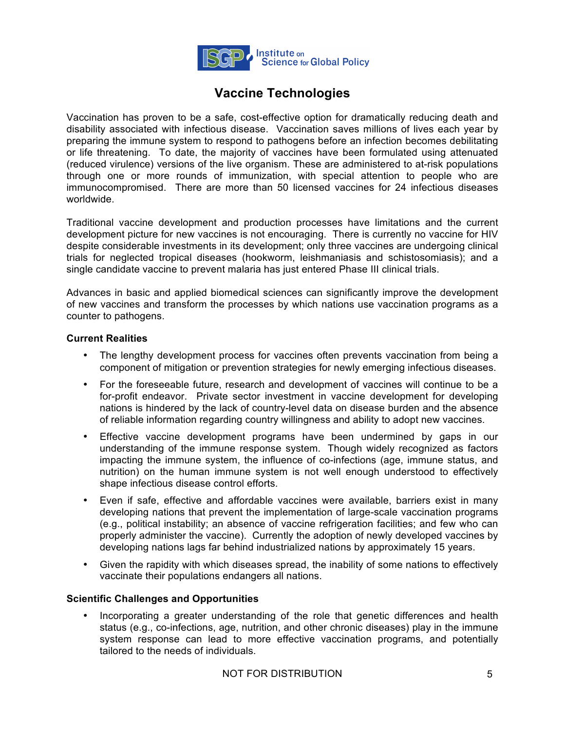# Vaccine Technologies

Vaccination has proven to be a safe, cost-effective option for dramatically reducing death and disability associated with infectious disease. Vaccination saves millions of lives each year by preparing the immune system to respond to pathogens before an infection becomes debilitating or life threatening. To date, the majority of vaccines have been formulated using attenuated (reduced virulence) versions of the live organism. These are administered to at-risk populations through one or more rounds of immunization, with special attention to people who are immunocompromised. There are more than 50 licensed vaccines for 24 infectious diseases worldwide.

Traditional vaccine development and production processes have limitations and the current development picture for new vaccines is not encouraging. There is currently no vaccine for HIV despite considerable investments in its development; only three vaccines are undergoing clinical trials for neglected tropical diseases (hookworm, leishmaniasis and schistosomiasis); and a single candidate vaccine to prevent malaria has just entered Phase III clinical trials.

Advances in basic and applied biomedical sciences can significantly improve the development of new vaccines and transform the processes by which nations use vaccination programs as a counter to pathogens.

### Current Realities

- The lengthy development process for vaccines often prevents vaccination from being a component of mitigation or prevention strategies for newly emerging infectious diseases.
- For the foreseeable future, research and development of vaccines will continue to be a for-profit endeavor. Private sector investment in vaccine development for developing nations is hindered by the lack of country-level data on disease burden and the absence of reliable information regarding country willingness and ability to adopt new vaccines.
- Effective vaccine development programs have been undermined by gaps in our understanding of the immune response system. Though widely recognized as factors impacting the immune system, the influence of co-infections (age, immune status, and nutrition) on the human immune system is not well enough understood to effectively shape infectious disease control efforts.
- Even if safe, effective and affordable vaccines were available, barriers exist in many developing nations that prevent the implementation of large-scale vaccination programs (e.g., political instability; an absence of vaccine refrigeration facilities; and few who can properly administer the vaccine). Currently the adoption of newly developed vaccines by developing nations lags far behind industrialized nations by approximately 15 years.
- Given the rapidity with which diseases spread, the inability of some nations to effectively vaccinate their populations endangers all nations.

### Scientific Challenges and Opportunities

- Incorporating a greater understanding of the role that genetic differences and health status (e.g., co-infections, age, nutrition, and other chronic diseases) play in the immune system response can lead to more effective vaccination programs, and potentially tailored to the needs of individuals.

NOT FOR DISTRIBUTION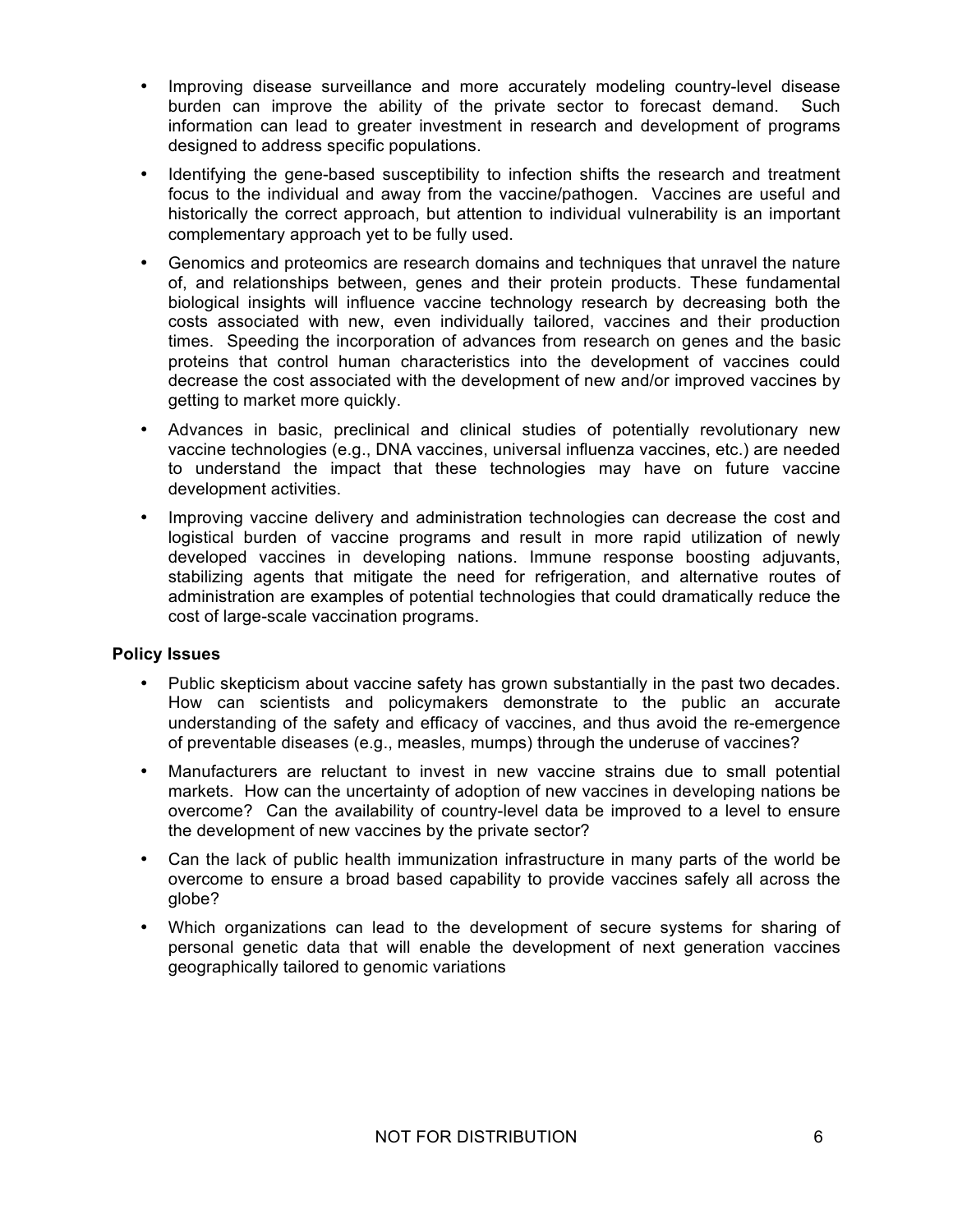- Improving disease surveillance and more accurately modeling country-level disease burden can improve the ability of the private sector to forecast demand. Such information can lead to greater investment in research and development of programs designed to address specific populations.
- Identifying the gene-based susceptibility to infection shifts the research and treatment focus to the individual and away from the vaccine/pathogen. Vaccines are useful and historically the correct approach, but attention to individual vulnerability is an important complementary approach yet to be fully used.
- Genomics and proteomics are research domains and techniques that unravel the nature of, and relationships between, genes and their protein products. These fundamental biological insights will influence vaccine technology research by decreasing both the costs associated with new, even individually tailored, vaccines and their production times. Speeding the incorporation of advances from research on genes and the basic proteins that control human characteristics into the development of vaccines could decrease the cost associated with the development of new and/or improved vaccines by getting to market more quickly.
- Advances in basic, preclinical and clinical studies of potentially revolutionary new vaccine technologies (e.g., DNA vaccines, universal influenza vaccines, etc.) are needed to understand the impact that these technologies may have on future vaccine development activities.
- Improving vaccine delivery and administration technologies can decrease the cost and logistical burden of vaccine programs and result in more rapid utilization of newly developed vaccines in developing nations. Immune response boosting adjuvants, stabilizing agents that mitigate the need for refrigeration, and alternative routes of administration are examples of potential technologies that could dramatically reduce the cost of large-scale vaccination programs.

**Policy Issues**

- Public skepticism about vaccine safety has grown substantially in the past two decades. How can scientists and policymakers demonstrate to the public an accurate understanding of the safety and efficacy of vaccines, and thus avoid the re-emergence of preventable diseases (e.g., measles, mumps) through the underuse of vaccines?
- Manufacturers are reluctant to invest in new vaccine strains due to small potential markets. How can the uncertainty of adoption of new vaccines in developing nations be overcome? Can the availability of country-level data be improved to a level to ensure the development of new vaccines by the private sector?
- Can the lack of public health immunization infrastructure in many parts of the world be overcome to ensure a broad based capability to provide vaccines safely all across the globe?
- Which organizations can lead to the development of secure systems for sharing of personal genetic data that will enable the development of next generation vaccines geographically tailored to genomic variations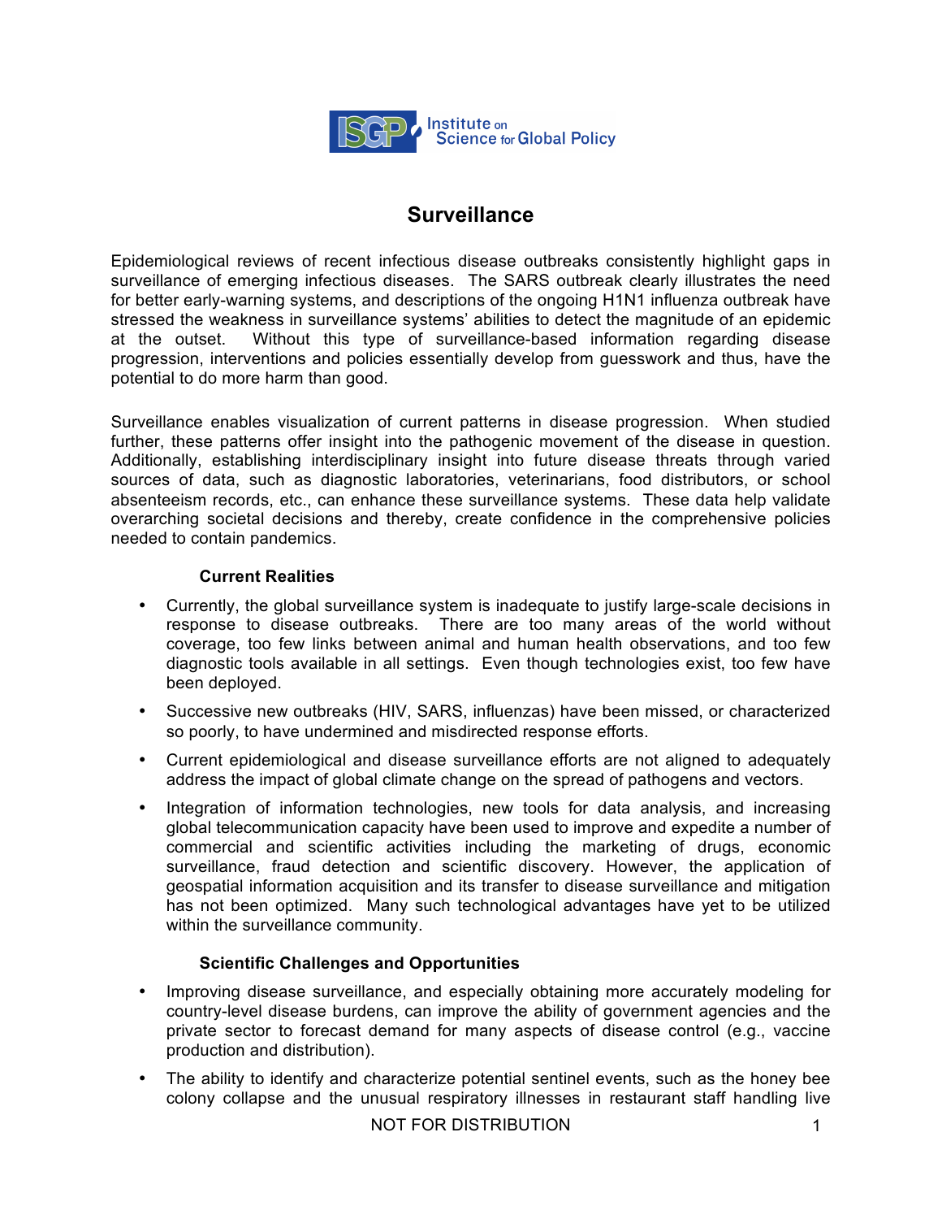# Surveillance

Epidemiological reviews of recent infectious disease outbreaks consistently highlight gaps in surveillance of emerging infectious diseases. The SARS outbreak clearly illustrates the need for better early-warning systems, and descriptions of the ongoing H1N1 influenza outbreak have stressed the weakness in surveillance systems' abilities to detect the magnitude of an epidemic at the outset. Without this type of surveillance-based information regarding disease progression, interventions and policies essentially develop from guesswork and thus, have the potential to do more harm than good.

Surveillance enables visualization of current patterns in disease progression. When studied further, these patterns offer insight into the pathogenic movement of the disease in question. Additionally, establishing interdisciplinary insight into future disease threats through varied sources of data, such as diagnostic laboratories, veterinarians, food distributors, or school absenteeism records, etc., can enhance these surveillance systems. These data help validate overarching societal decisions and thereby, create confidence in the comprehensive policies needed to contain pandemics.

### Current Realities

- Currently, the global surveillance system is inadequate to justify large-scale decisions in response to disease outbreaks. There are too many areas of the world without coverage, too few links between animal and human health observations, and too few diagnostic tools available in all settings. Even though technologies exist, too few have been deployed.
- Successive new outbreaks (HIV, SARS, influenzas) have been missed, or characterized so poorly, to have undermined and misdirected response efforts.
- Current epidemiological and disease surveillance efforts are not aligned to adequately address the impact of global climate change on the spread of pathogens and vectors.
- Integration of information technologies, new tools for data analysis, and increasing global telecommunication capacity have been used to improve and expedite a number of commercial and scientific activities including the marketing of drugs, economic surveillance, fraud detection and scientific discovery. However, the application of geospatial information acquisition and its transfer to disease surveillance and mitigation has not been optimized. Many such technological advantages have yet to be utilized within the surveillance community.

### Scientific Challenges and Opportunities

- Improving disease surveillance, and especially obtaining more accurately modeling for country-level disease burdens, can improve the ability of government agencies and the private sector to forecast demand for many aspects of disease control (e.g., vaccine production and distribution).
- The ability to identify and characterize potential sentinel events, such as the honey bee colony collapse and the unusual respiratory illnesses in restaurant staff handling live

NOT FOR DISTRIBUTION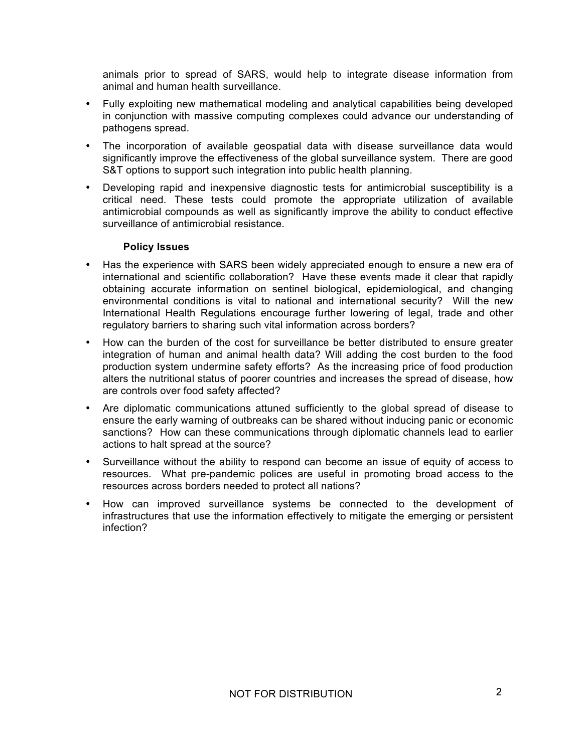animals prior to spread of SARS, would help to integrate disease information from animal and human health surveillance.

- Fully exploiting new mathematical modeling and analytical capabilities being developed in conjunction with massive computing complexes could advance our understanding of pathogens spread.
- The incorporation of available geospatial data with disease surveillance data would significantly improve the effectiveness of the global surveillance system. There are good S&T options to support such integration into public health planning.
- Developing rapid and inexpensive diagnostic tests for antimicrobial susceptibility is a critical need. These tests could promote the appropriate utilization of available antimicrobial compounds as well as significantly improve the ability to conduct effective surveillance of antimicrobial resistance.

**Policy Issues**

- Has the experience with SARS been widely appreciated enough to ensure a new era of international and scientific collaboration? Have these events made it clear that rapidly obtaining accurate information on sentinel biological, epidemiological, and changing environmental conditions is vital to national and international security? Will the new International Health Regulations encourage further lowering of legal, trade and other regulatory barriers to sharing such vital information across borders?
- How can the burden of the cost for surveillance be better distributed to ensure greater integration of human and animal health data? Will adding the cost burden to the food production system undermine safety efforts? As the increasing price of food production alters the nutritional status of poorer countries and increases the spread of disease, how are controls over food safety affected?
- Are diplomatic communications attuned sufficiently to the global spread of disease to ensure the early warning of outbreaks can be shared without inducing panic or economic sanctions? How can these communications through diplomatic channels lead to earlier actions to halt spread at the source?
- Surveillance without the ability to respond can become an issue of equity of access to resources. What pre-pandemic polices are useful in promoting broad access to the resources across borders needed to protect all nations?
- How can improved surveillance systems be connected to the development of infrastructures that use the information effectively to mitigate the emerging or persistent infection?

NOT FOR DISTRIBUTION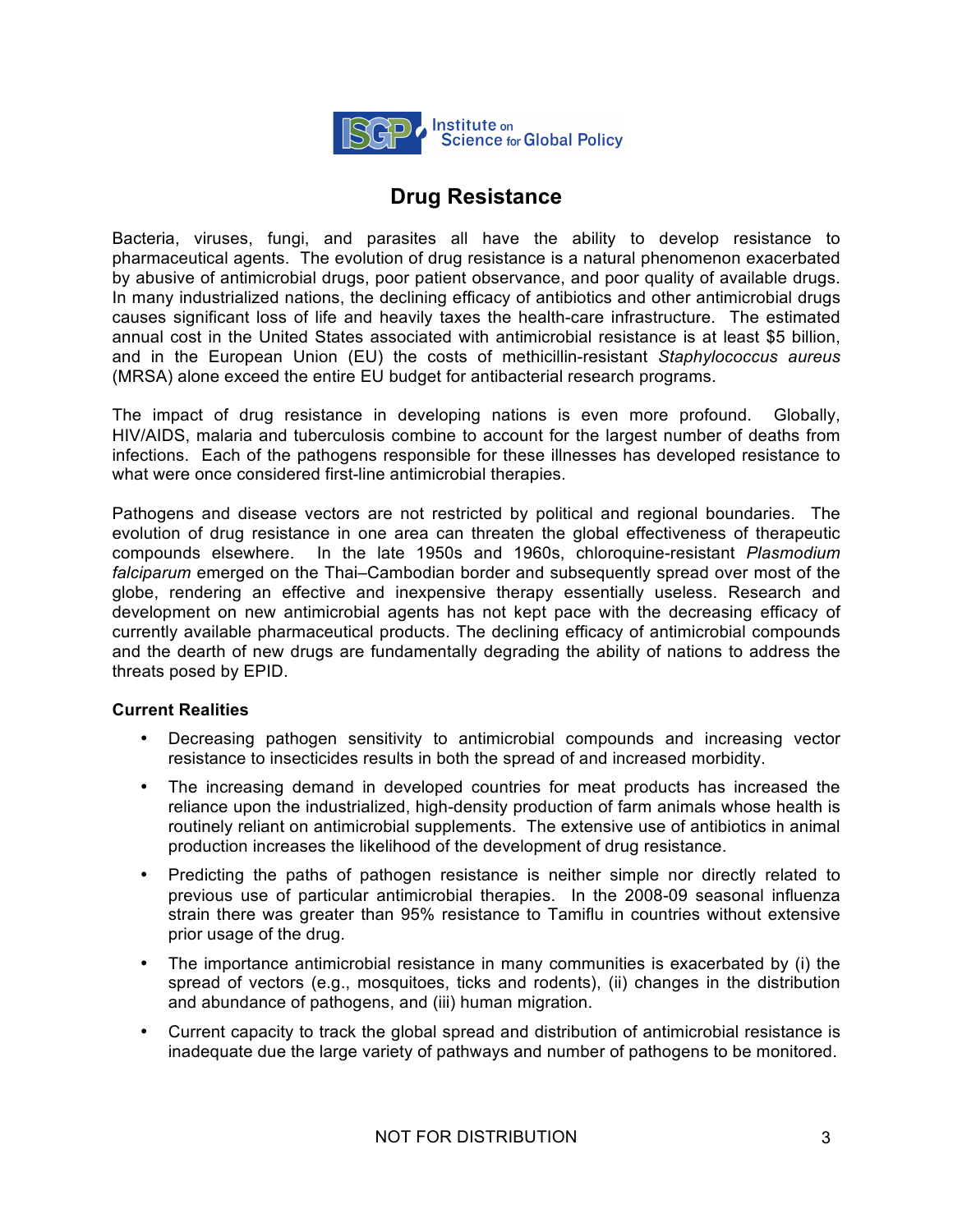# Drug Resistance

Bacteria, viruses, fungi, and parasites all have the ability to develop resistance to pharmaceutical agents. The evolution of drug resistance is a natural phenomenon exacerbated by abusive of antimicrobial drugs, poor patient observance, and poor quality of available drugs. In many industrialized nations, the declining efficacy of antibiotics and other antimicrobial drugs causes significant loss of life and heavily taxes the health-care infrastructure. The estimated annual cost in the United States associated with antimicrobial resistance is at least $5 billion, and in the European Union (EU) the costs of methicillin-resistant *Staphylococcus aureus* (MRSA) alone exceed the entire EU budget for antibacterial research programs.

The impact of drug resistance in developing nations is even more profound. Globally, HIV/AIDS, malaria and tuberculosis combine to account for the largest number of deaths from infections. Each of the pathogens responsible for these illnesses has developed resistance to what were once considered first-line antimicrobial therapies.

Pathogens and disease vectors are not restricted by political and regional boundaries. The evolution of drug resistance in one area can threaten the global effectiveness of therapeutic compounds elsewhere. In the late 1950s and 1960s, chloroquine-resistant *Plasmodium falciparum* emerged on the Thai–Cambodian border and subsequently spread over most of the globe, rendering an effective and inexpensive therapy essentially useless. Research and development on new antimicrobial agents has not kept pace with the decreasing efficacy of currently available pharmaceutical products. The declining efficacy of antimicrobial compounds and the dearth of new drugs are fundamentally degrading the ability of nations to address the threats posed by EPID.

**Current Realities**

- Decreasing pathogen sensitivity to antimicrobial compounds and increasing vector resistance to insecticides results in both the spread of and increased morbidity.
- The increasing demand in developed countries for meat products has increased the reliance upon the industrialized, high-density production of farm animals whose health is routinely reliant on antimicrobial supplements. The extensive use of antibiotics in animal production increases the likelihood of the development of drug resistance.
- Predicting the paths of pathogen resistance is neither simple nor directly related to previous use of particular antimicrobial therapies. In the 2008-09 seasonal influenza strain there was greater than 95% resistance to Tamiflu in countries without extensive prior usage of the drug.
- The importance antimicrobial resistance in many communities is exacerbated by (i) the spread of vectors (e.g., mosquitoes, ticks and rodents), (ii) changes in the distribution and abundance of pathogens, and (iii) human migration.
- Current capacity to track the global spread and distribution of antimicrobial resistance is inadequate due the large variety of pathways and number of pathogens to be monitored.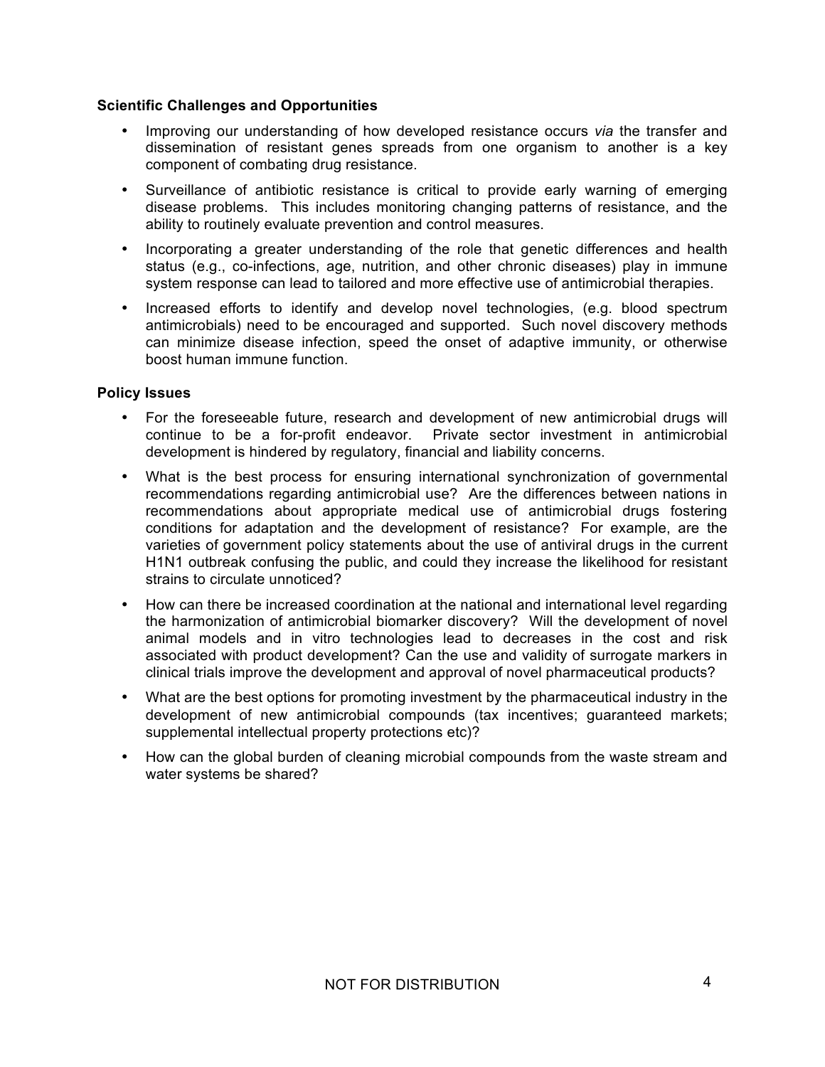**Scientific Challenges and Opportunities**

- Improving our understanding of how developed resistance occurs *via* the transfer and dissemination of resistant genes spreads from one organism to another is a key component of combating drug resistance.
- Surveillance of antibiotic resistance is critical to provide early warning of emerging disease problems. This includes monitoring changing patterns of resistance, and the ability to routinely evaluate prevention and control measures.
- Incorporating a greater understanding of the role that genetic differences and health status (e.g., co-infections, age, nutrition, and other chronic diseases) play in immune system response can lead to tailored and more effective use of antimicrobial therapies.
- Increased efforts to identify and develop novel technologies, (e.g. blood spectrum antimicrobials) need to be encouraged and supported. Such novel discovery methods can minimize disease infection, speed the onset of adaptive immunity, or otherwise boost human immune function.

**Policy Issues**

- For the foreseeable future, research and development of new antimicrobial drugs will continue to be a for-profit endeavor. Private sector investment in antimicrobial development is hindered by regulatory, financial and liability concerns.
- What is the best process for ensuring international synchronization of governmental recommendations regarding antimicrobial use? Are the differences between nations in recommendations about appropriate medical use of antimicrobial drugs fostering conditions for adaptation and the development of resistance? For example, are the varieties of government policy statements about the use of antiviral drugs in the current H1N1 outbreak confusing the public, and could they increase the likelihood for resistant strains to circulate unnoticed?
- How can there be increased coordination at the national and international level regarding the harmonization of antimicrobial biomarker discovery? Will the development of novel animal models and in vitro technologies lead to decreases in the cost and risk associated with product development? Can the use and validity of surrogate markers in clinical trials improve the development and approval of novel pharmaceutical products?
- What are the best options for promoting investment by the pharmaceutical industry in the development of new antimicrobial compounds (tax incentives; guaranteed markets; supplemental intellectual property protections etc)?
- How can the global burden of cleaning microbial compounds from the waste stream and water systems be shared?

NOT FOR DISTRIBUTION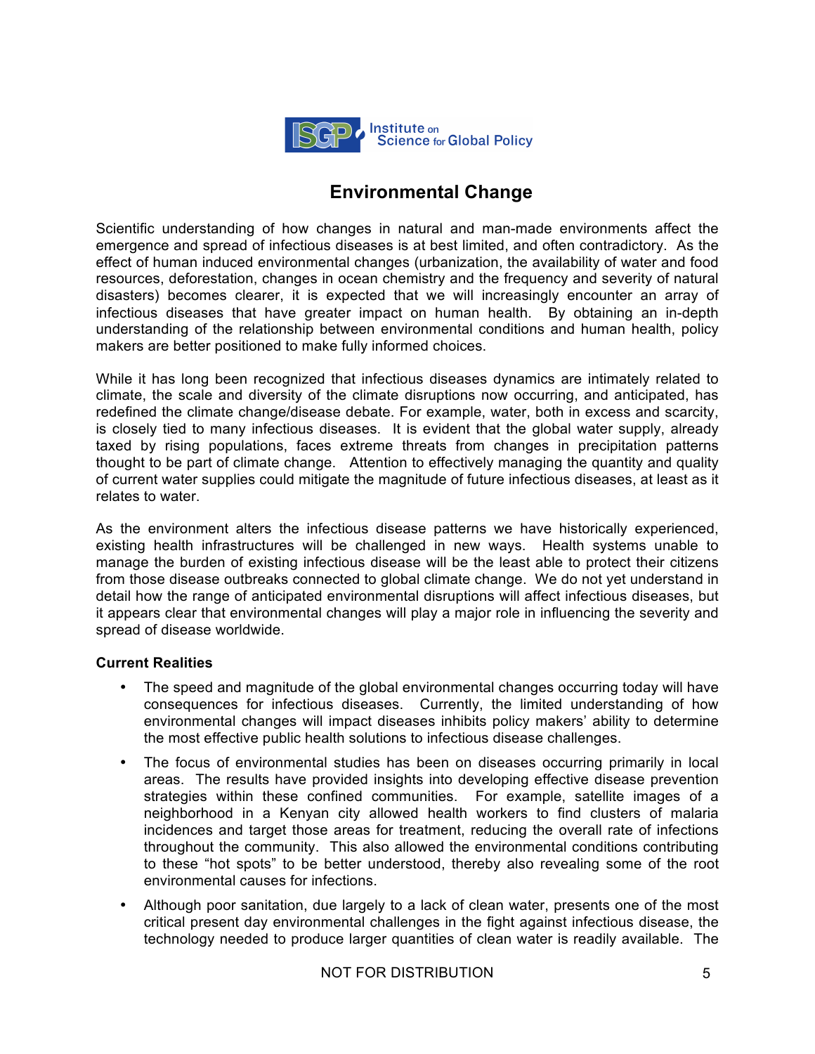# Environmental Change

Scientific understanding of how changes in natural and man-made environments affect the emergence and spread of infectious diseases is at best limited, and often contradictory. As the effect of human induced environmental changes (urbanization, the availability of water and food resources, deforestation, changes in ocean chemistry and the frequency and severity of natural disasters) becomes clearer, it is expected that we will increasingly encounter an array of infectious diseases that have greater impact on human health. By obtaining an in-depth understanding of the relationship between environmental conditions and human health, policy makers are better positioned to make fully informed choices.

While it has long been recognized that infectious diseases dynamics are intimately related to climate, the scale and diversity of the climate disruptions now occurring, and anticipated, has redefined the climate change/disease debate. For example, water, both in excess and scarcity, is closely tied to many infectious diseases. It is evident that the global water supply, already taxed by rising populations, faces extreme threats from changes in precipitation patterns thought to be part of climate change. Attention to effectively managing the quantity and quality of current water supplies could mitigate the magnitude of future infectious diseases, at least as it relates to water.

As the environment alters the infectious disease patterns we have historically experienced, existing health infrastructures will be challenged in new ways. Health systems unable to manage the burden of existing infectious disease will be the least able to protect their citizens from those disease outbreaks connected to global climate change. We do not yet understand in detail how the range of anticipated environmental disruptions will affect infectious diseases, but it appears clear that environmental changes will play a major role in influencing the severity and spread of disease worldwide.

**Current Realities**

- The speed and magnitude of the global environmental changes occurring today will have consequences for infectious diseases. Currently, the limited understanding of how environmental changes will impact diseases inhibits policy makers' ability to determine the most effective public health solutions to infectious disease challenges.
- The focus of environmental studies has been on diseases occurring primarily in local areas. The results have provided insights into developing effective disease prevention strategies within these confined communities. For example, satellite images of a neighborhood in a Kenyan city allowed health workers to find clusters of malaria incidences and target those areas for treatment, reducing the overall rate of infections throughout the community. This also allowed the environmental conditions contributing to these "hot spots" to be better understood, thereby also revealing some of the root environmental causes for infections.
- Although poor sanitation, due largely to a lack of clean water, presents one of the most critical present day environmental challenges in the fight against infectious disease, the technology needed to produce larger quantities of clean water is readily available. The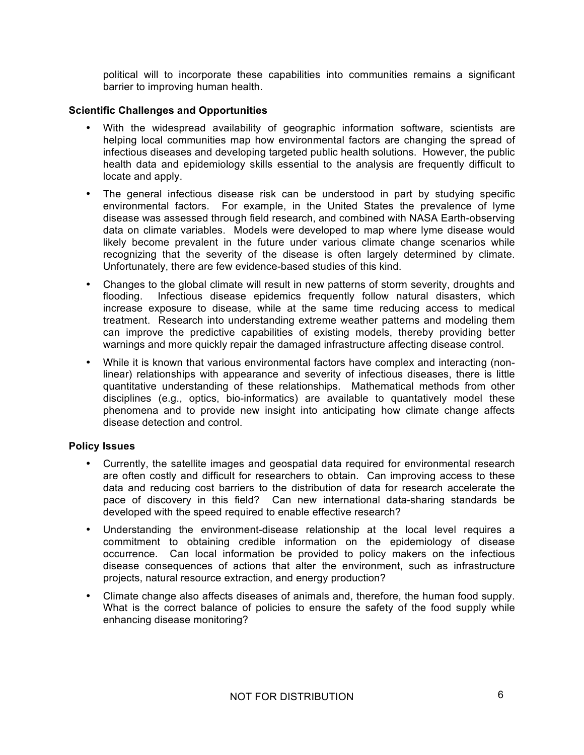political will to incorporate these capabilities into communities remains a significant barrier to improving human health.

**Scientific Challenges and Opportunities**

- With the widespread availability of geographic information software, scientists are helping local communities map how environmental factors are changing the spread of infectious diseases and developing targeted public health solutions. However, the public health data and epidemiology skills essential to the analysis are frequently difficult to locate and apply.
- The general infectious disease risk can be understood in part by studying specific environmental factors. For example, in the United States the prevalence of lyme disease was assessed through field research, and combined with NASA Earth-observing data on climate variables. Models were developed to map where lyme disease would likely become prevalent in the future under various climate change scenarios while recognizing that the severity of the disease is often largely determined by climate. Unfortunately, there are few evidence-based studies of this kind.
- Changes to the global climate will result in new patterns of storm severity, droughts and flooding. Infectious disease epidemics frequently follow natural disasters, which increase exposure to disease, while at the same time reducing access to medical treatment. Research into understanding extreme weather patterns and modeling them can improve the predictive capabilities of existing models, thereby providing better warnings and more quickly repair the damaged infrastructure affecting disease control.
- While it is known that various environmental factors have complex and interacting (non-linear) relationships with appearance and severity of infectious diseases, there is little quantitative understanding of these relationships. Mathematical methods from other disciplines (e.g., optics, bio-informatics) are available to quantatively model these phenomena and to provide new insight into anticipating how climate change affects disease detection and control.

**Policy Issues**

- Currently, the satellite images and geospatial data required for environmental research are often costly and difficult for researchers to obtain. Can improving access to these data and reducing cost barriers to the distribution of data for research accelerate the pace of discovery in this field? Can new international data-sharing standards be developed with the speed required to enable effective research?
- Understanding the environment-disease relationship at the local level requires a commitment to obtaining credible information on the epidemiology of disease occurrence. Can local information be provided to policy makers on the infectious disease consequences of actions that alter the environment, such as infrastructure projects, natural resource extraction, and energy production?
- Climate change also affects diseases of animals and, therefore, the human food supply. What is the correct balance of policies to ensure the safety of the food supply while enhancing disease monitoring?

NOT FOR DISTRIBUTION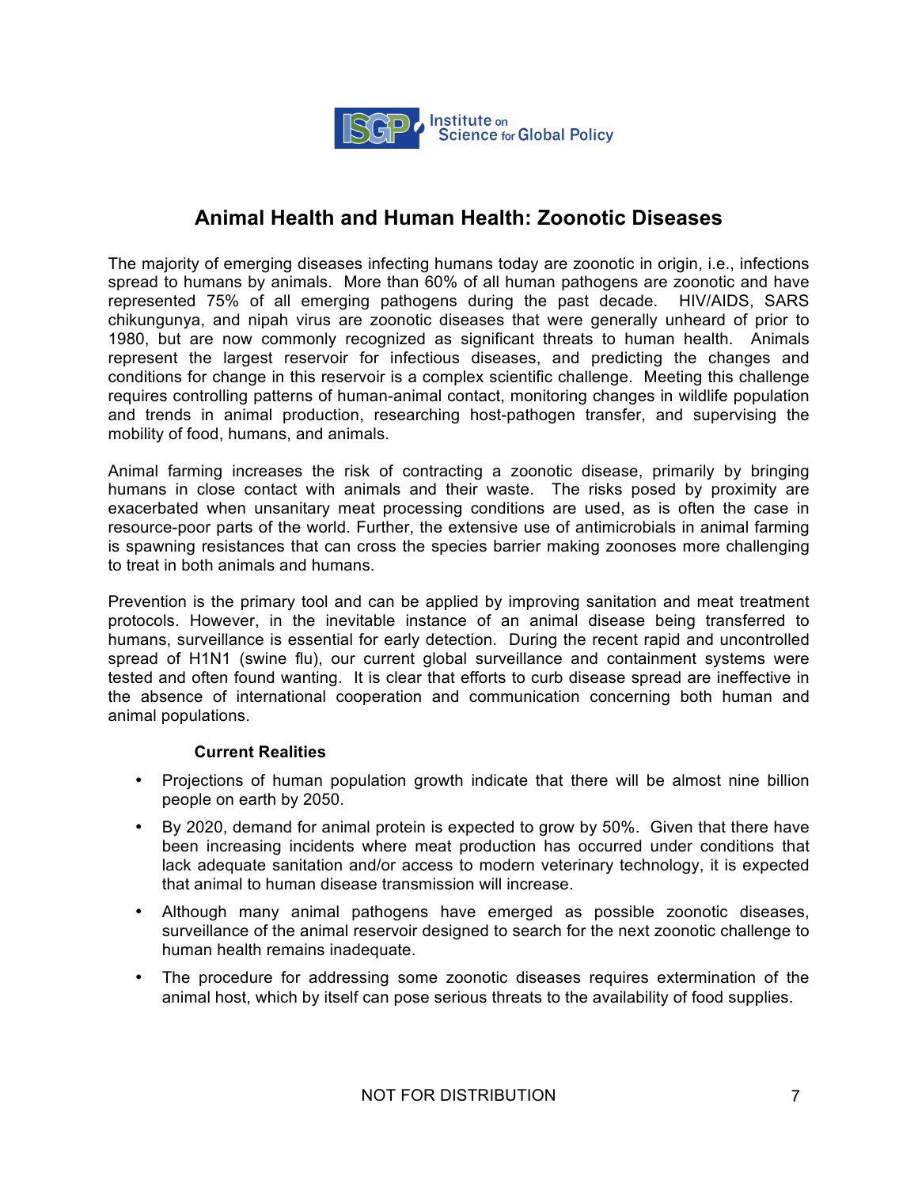# Animal Health and Human Health: Zoonotic Diseases

The majority of emerging diseases infecting humans today are zoonotic in origin, i.e., infections spread to humans by animals. More than 60% of all human pathogens are zoonotic and have represented 75% of all emerging pathogens during the past decade. HIV/AIDS, SARS chikungunya, and nipah virus are zoonotic diseases that were generally unheard of prior to 1980, but are now commonly recognized as significant threats to human health. Animals represent the largest reservoir for infectious diseases, and predicting the changes and conditions for change in this reservoir is a complex scientific challenge. Meeting this challenge requires controlling patterns of human-animal contact, monitoring changes in wildlife population and trends in animal production, researching host-pathogen transfer, and supervising the mobility of food, humans, and animals.

Animal farming increases the risk of contracting a zoonotic disease, primarily by bringing humans in close contact with animals and their waste. The risks posed by proximity are exacerbated when unsanitary meat processing conditions are used, as is often the case in resource-poor parts of the world. Further, the extensive use of antimicrobials in animal farming is spawning resistances that can cross the species barrier making zoonoses more challenging to treat in both animals and humans.

Prevention is the primary tool and can be applied by improving sanitation and meat treatment protocols. However, in the inevitable instance of an animal disease being transferred to humans, surveillance is essential for early detection. During the recent rapid and uncontrolled spread of H1N1 (swine flu), our current global surveillance and containment systems were tested and often found wanting. It is clear that efforts to curb disease spread are ineffective in the absence of international cooperation and communication concerning both human and animal populations.

**Current Realities**

- Projections of human population growth indicate that there will be almost nine billion people on earth by 2050.
- By 2020, demand for animal protein is expected to grow by 50%. Given that there have been increasing incidents where meat production has occurred under conditions that lack adequate sanitation and/or access to modern veterinary technology, it is expected that animal to human disease transmission will increase.
- Although many animal pathogens have emerged as possible zoonotic diseases, surveillance of the animal reservoir designed to search for the next zoonotic challenge to human health remains inadequate.
- The procedure for addressing some zoonotic diseases requires extermination of the animal host, which by itself can pose serious threats to the availability of food supplies.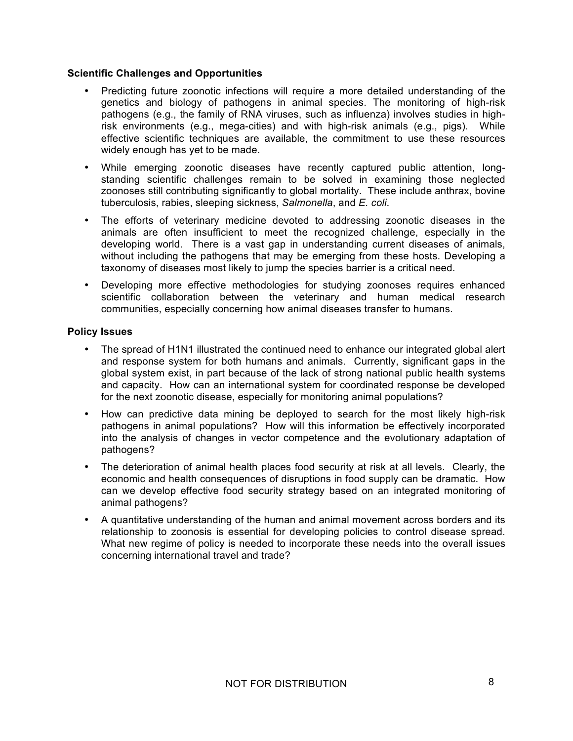**Scientific Challenges and Opportunities**

- Predicting future zoonotic infections will require a more detailed understanding of the genetics and biology of pathogens in animal species. The monitoring of high-risk pathogens (e.g., the family of RNA viruses, such as influenza) involves studies in high-risk environments (e.g., mega-cities) and with high-risk animals (e.g., pigs). While effective scientific techniques are available, the commitment to use these resources widely enough has yet to be made.
- While emerging zoonotic diseases have recently captured public attention, long-standing scientific challenges remain to be solved in examining those neglected zoonoses still contributing significantly to global mortality. These include anthrax, bovine tuberculosis, rabies, sleeping sickness, *Salmonella*, and *E. coli*.
- The efforts of veterinary medicine devoted to addressing zoonotic diseases in the animals are often insufficient to meet the recognized challenge, especially in the developing world. There is a vast gap in understanding current diseases of animals, without including the pathogens that may be emerging from these hosts. Developing a taxonomy of diseases most likely to jump the species barrier is a critical need.
- Developing more effective methodologies for studying zoonoses requires enhanced scientific collaboration between the veterinary and human medical research communities, especially concerning how animal diseases transfer to humans.

**Policy Issues**

- The spread of H1N1 illustrated the continued need to enhance our integrated global alert and response system for both humans and animals. Currently, significant gaps in the global system exist, in part because of the lack of strong national public health systems and capacity. How can an international system for coordinated response be developed for the next zoonotic disease, especially for monitoring animal populations?
- How can predictive data mining be deployed to search for the most likely high-risk pathogens in animal populations? How will this information be effectively incorporated into the analysis of changes in vector competence and the evolutionary adaptation of pathogens?
- The deterioration of animal health places food security at risk at all levels. Clearly, the economic and health consequences of disruptions in food supply can be dramatic. How can we develop effective food security strategy based on an integrated monitoring of animal pathogens?
- A quantitative understanding of the human and animal movement across borders and its relationship to zoonosis is essential for developing policies to control disease spread. What new regime of policy is needed to incorporate these needs into the overall issues concerning international travel and trade?